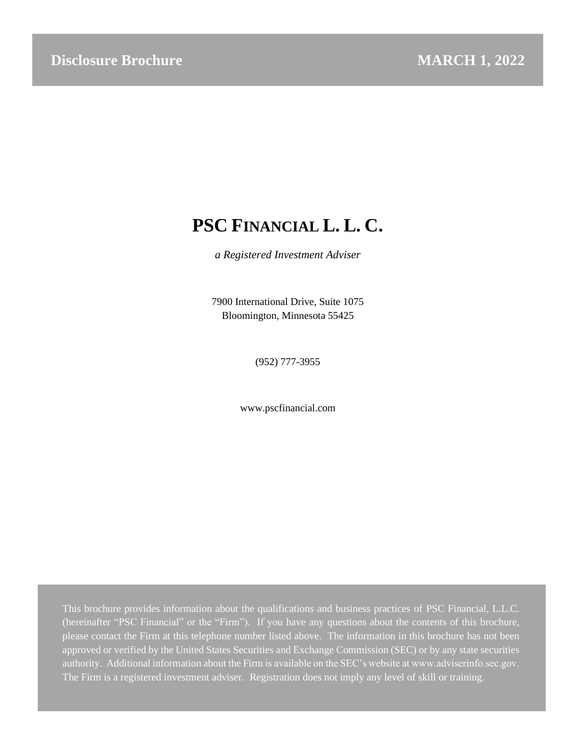**Disclosure Brochure** **MARCH 1, 2022**

# PSC FINANCIAL L. L. C.

*a Registered Investment Adviser*

7900 International Drive, Suite 1075
Bloomington, Minnesota 55425

(952) 777-3955

www.pscfinancial.com

This brochure provides information about the qualifications and business practices of PSC Financial, L.L.C. (hereinafter "PSC Financial" or the "Firm"). If you have any questions about the contents of this brochure, please contact the Firm at this telephone number listed above. The information in this brochure has not been approved or verified by the United States Securities and Exchange Commission (SEC) or by any state securities authority. Additional information about the Firm is available on the SEC's website at www.adviserinfo.sec.gov. The Firm is a registered investment adviser. Registration does not imply any level of skill or training.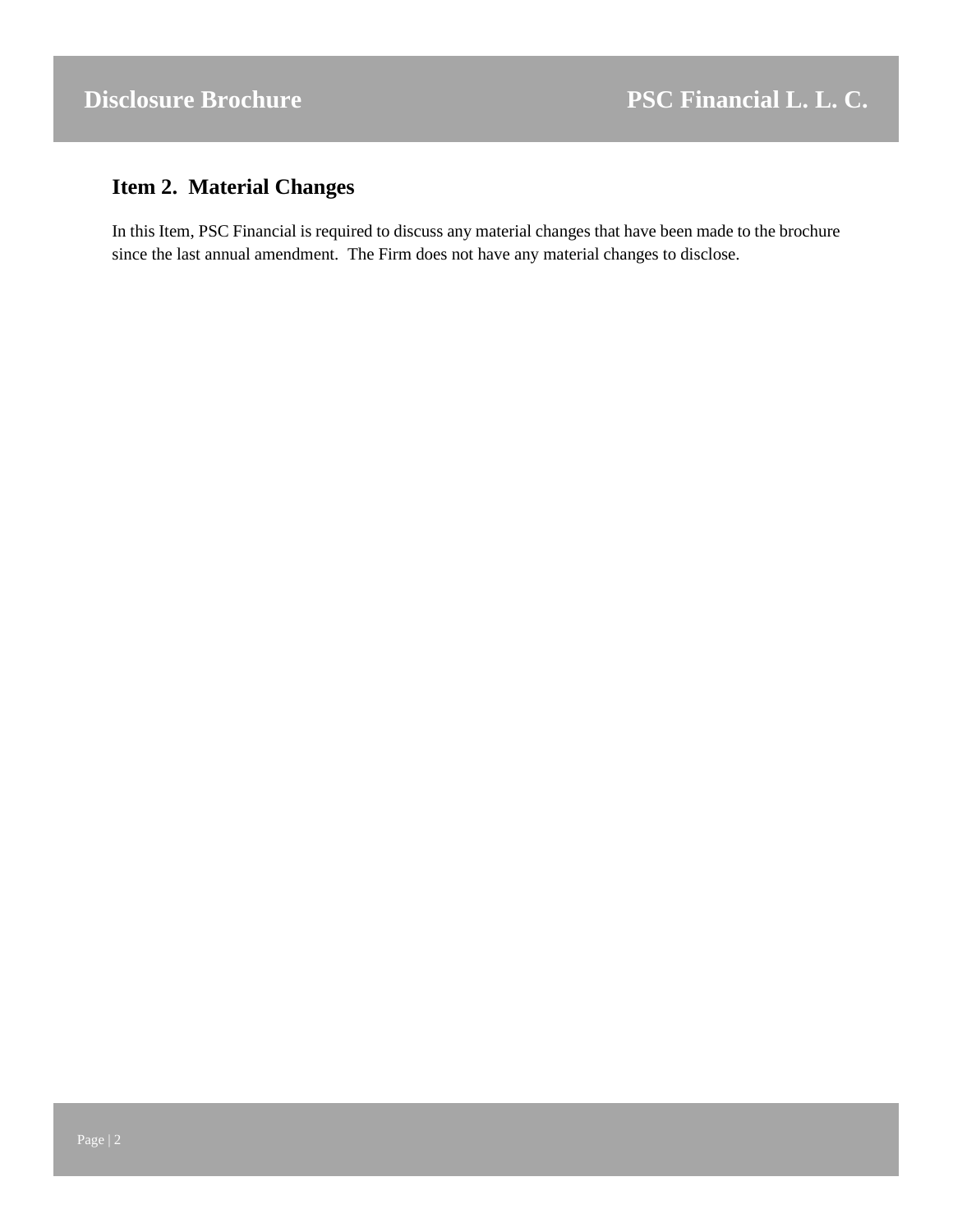## Item 2. Material Changes

In this Item, PSC Financial is required to discuss any material changes that have been made to the brochure since the last annual amendment. The Firm does not have any material changes to disclose.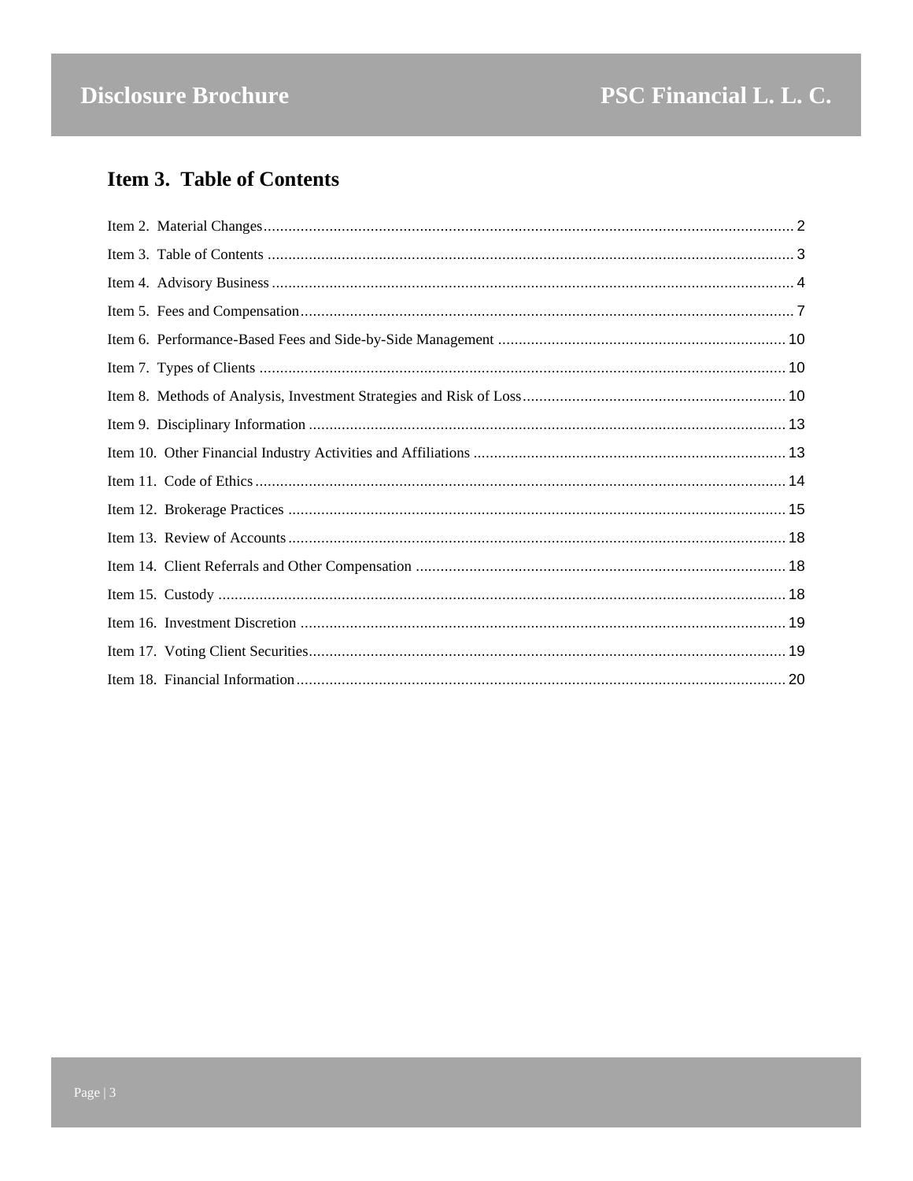## Item 3. Table of Contents

Item 2. Material Changes .......... 2
Item 3. Table of Contents .......... 3
Item 4. Advisory Business .......... 4
Item 5. Fees and Compensation .......... 7
Item 6. Performance-Based Fees and Side-by-Side Management .......... 10
Item 7. Types of Clients .......... 10
Item 8. Methods of Analysis, Investment Strategies and Risk of Loss .......... 10
Item 9. Disciplinary Information .......... 13
Item 10. Other Financial Industry Activities and Affiliations .......... 13
Item 11. Code of Ethics .......... 14
Item 12. Brokerage Practices .......... 15
Item 13. Review of Accounts .......... 18
Item 14. Client Referrals and Other Compensation .......... 18
Item 15. Custody .......... 18
Item 16. Investment Discretion .......... 19
Item 17. Voting Client Securities .......... 19
Item 18. Financial Information .......... 20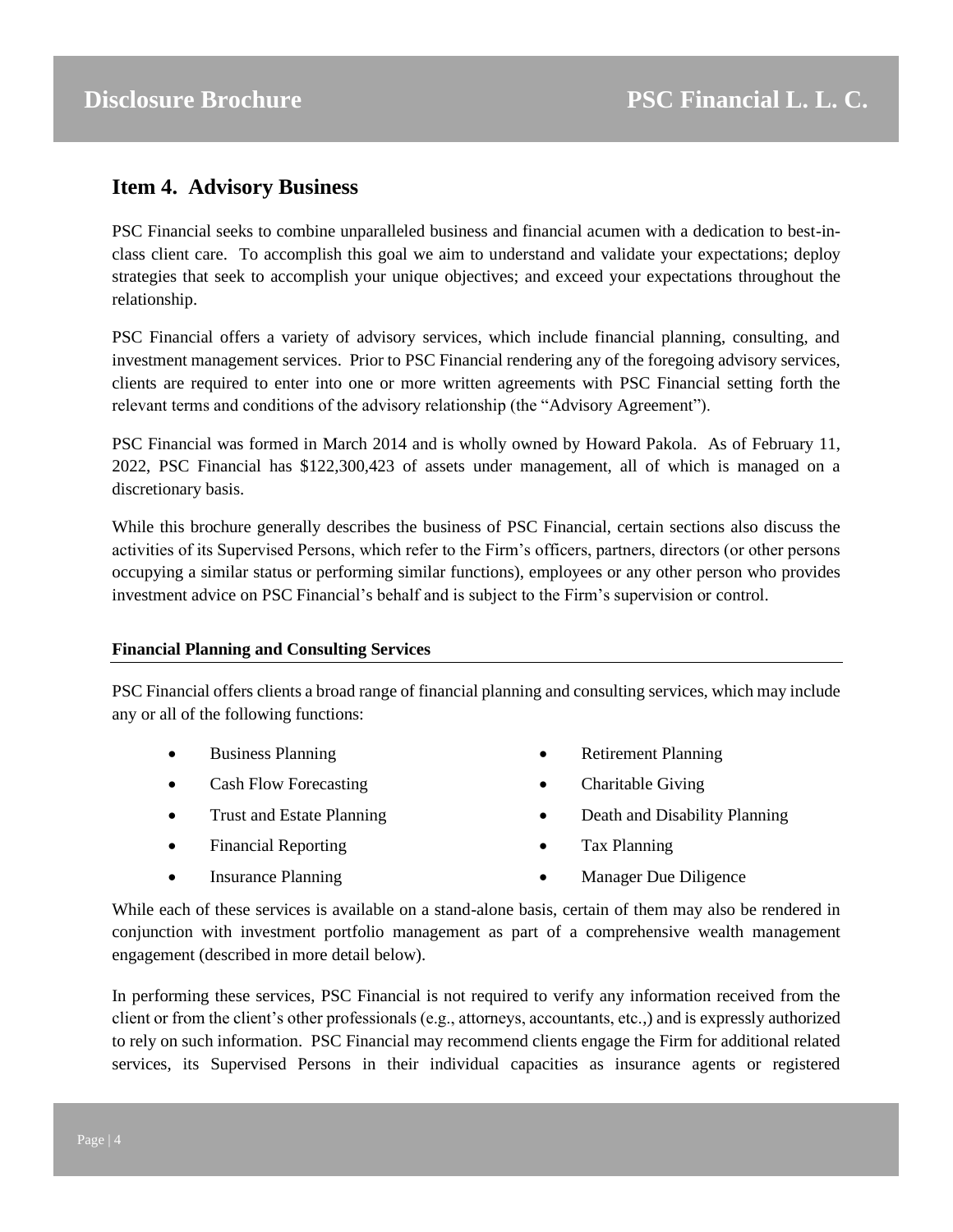## Item 4. Advisory Business

PSC Financial seeks to combine unparalleled business and financial acumen with a dedication to best-in-class client care. To accomplish this goal we aim to understand and validate your expectations; deploy strategies that seek to accomplish your unique objectives; and exceed your expectations throughout the relationship.

PSC Financial offers a variety of advisory services, which include financial planning, consulting, and investment management services. Prior to PSC Financial rendering any of the foregoing advisory services, clients are required to enter into one or more written agreements with PSC Financial setting forth the relevant terms and conditions of the advisory relationship (the "Advisory Agreement").

PSC Financial was formed in March 2014 and is wholly owned by Howard Pakola. As of February 11, 2022, PSC Financial has $122,300,423 of assets under management, all of which is managed on a discretionary basis.

While this brochure generally describes the business of PSC Financial, certain sections also discuss the activities of its Supervised Persons, which refer to the Firm's officers, partners, directors (or other persons occupying a similar status or performing similar functions), employees or any other person who provides investment advice on PSC Financial's behalf and is subject to the Firm's supervision or control.

**Financial Planning and Consulting Services**

PSC Financial offers clients a broad range of financial planning and consulting services, which may include any or all of the following functions:

- Business Planning
- Cash Flow Forecasting
- Trust and Estate Planning
- Financial Reporting
- Insurance Planning
- Retirement Planning
- Charitable Giving
- Death and Disability Planning
- Tax Planning
- Manager Due Diligence

While each of these services is available on a stand-alone basis, certain of them may also be rendered in conjunction with investment portfolio management as part of a comprehensive wealth management engagement (described in more detail below).

In performing these services, PSC Financial is not required to verify any information received from the client or from the client's other professionals (e.g., attorneys, accountants, etc.,) and is expressly authorized to rely on such information. PSC Financial may recommend clients engage the Firm for additional related services, its Supervised Persons in their individual capacities as insurance agents or registered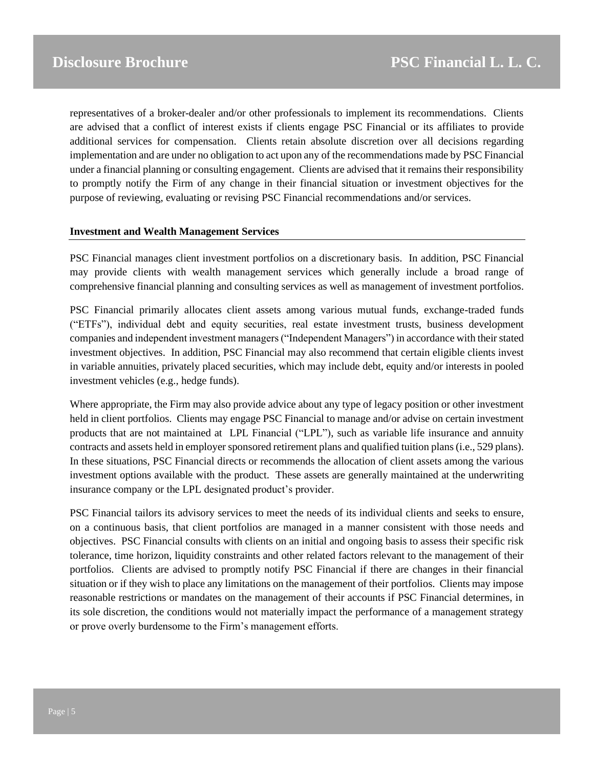representatives of a broker-dealer and/or other professionals to implement its recommendations. Clients are advised that a conflict of interest exists if clients engage PSC Financial or its affiliates to provide additional services for compensation. Clients retain absolute discretion over all decisions regarding implementation and are under no obligation to act upon any of the recommendations made by PSC Financial under a financial planning or consulting engagement. Clients are advised that it remains their responsibility to promptly notify the Firm of any change in their financial situation or investment objectives for the purpose of reviewing, evaluating or revising PSC Financial recommendations and/or services.

**Investment and Wealth Management Services**

PSC Financial manages client investment portfolios on a discretionary basis. In addition, PSC Financial may provide clients with wealth management services which generally include a broad range of comprehensive financial planning and consulting services as well as management of investment portfolios.

PSC Financial primarily allocates client assets among various mutual funds, exchange-traded funds ("ETFs"), individual debt and equity securities, real estate investment trusts, business development companies and independent investment managers ("Independent Managers") in accordance with their stated investment objectives. In addition, PSC Financial may also recommend that certain eligible clients invest in variable annuities, privately placed securities, which may include debt, equity and/or interests in pooled investment vehicles (e.g., hedge funds).

Where appropriate, the Firm may also provide advice about any type of legacy position or other investment held in client portfolios. Clients may engage PSC Financial to manage and/or advise on certain investment products that are not maintained at LPL Financial ("LPL"), such as variable life insurance and annuity contracts and assets held in employer sponsored retirement plans and qualified tuition plans (i.e., 529 plans). In these situations, PSC Financial directs or recommends the allocation of client assets among the various investment options available with the product. These assets are generally maintained at the underwriting insurance company or the LPL designated product's provider.

PSC Financial tailors its advisory services to meet the needs of its individual clients and seeks to ensure, on a continuous basis, that client portfolios are managed in a manner consistent with those needs and objectives. PSC Financial consults with clients on an initial and ongoing basis to assess their specific risk tolerance, time horizon, liquidity constraints and other related factors relevant to the management of their portfolios. Clients are advised to promptly notify PSC Financial if there are changes in their financial situation or if they wish to place any limitations on the management of their portfolios. Clients may impose reasonable restrictions or mandates on the management of their accounts if PSC Financial determines, in its sole discretion, the conditions would not materially impact the performance of a management strategy or prove overly burdensome to the Firm's management efforts.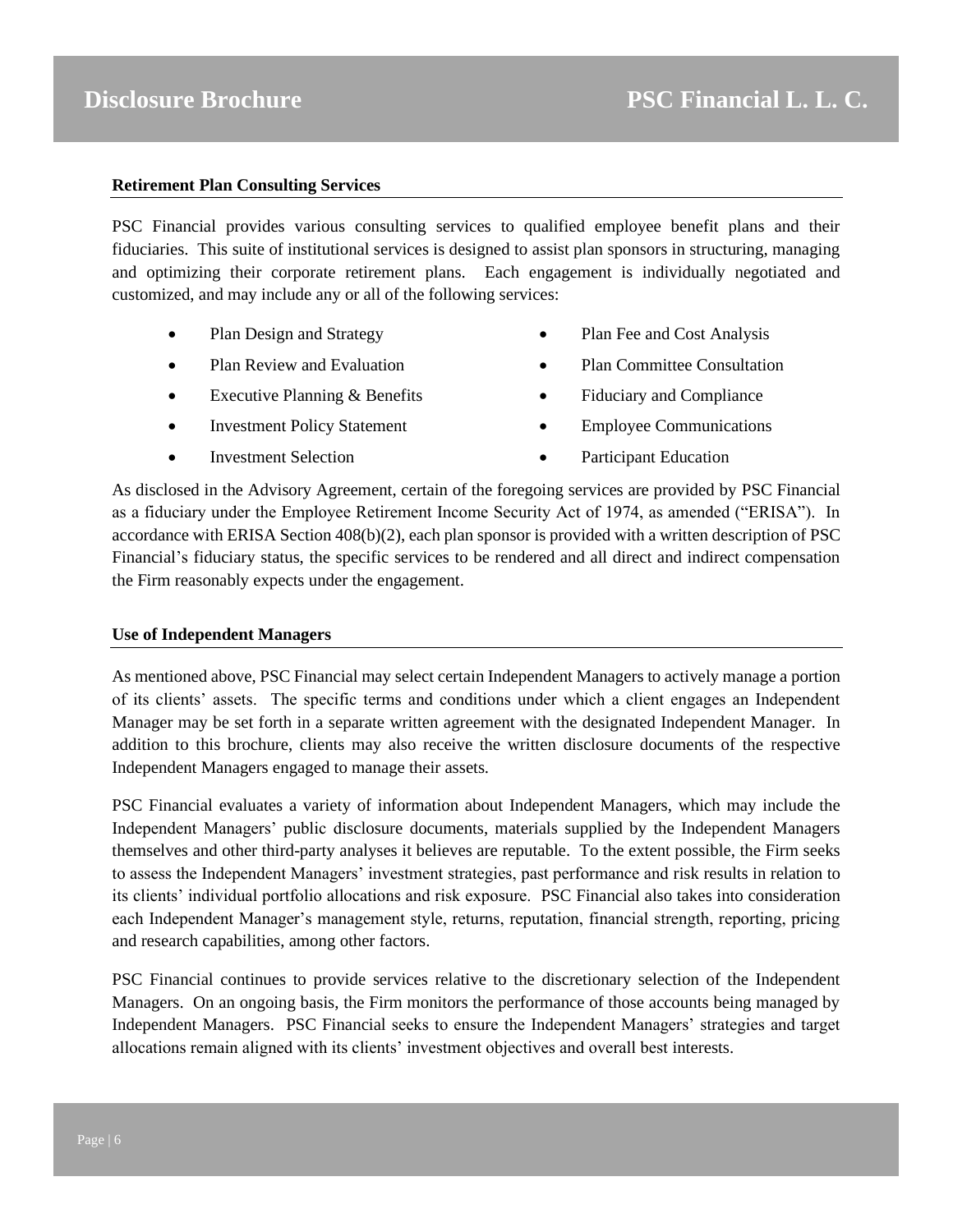### Retirement Plan Consulting Services

PSC Financial provides various consulting services to qualified employee benefit plans and their fiduciaries. This suite of institutional services is designed to assist plan sponsors in structuring, managing and optimizing their corporate retirement plans. Each engagement is individually negotiated and customized, and may include any or all of the following services:

- Plan Design and Strategy
- Plan Review and Evaluation
- Executive Planning & Benefits
- Investment Policy Statement
- Investment Selection
- Plan Fee and Cost Analysis
- Plan Committee Consultation
- Fiduciary and Compliance
- Employee Communications
- Participant Education

As disclosed in the Advisory Agreement, certain of the foregoing services are provided by PSC Financial as a fiduciary under the Employee Retirement Income Security Act of 1974, as amended ("ERISA"). In accordance with ERISA Section 408(b)(2), each plan sponsor is provided with a written description of PSC Financial's fiduciary status, the specific services to be rendered and all direct and indirect compensation the Firm reasonably expects under the engagement.

### Use of Independent Managers

As mentioned above, PSC Financial may select certain Independent Managers to actively manage a portion of its clients' assets. The specific terms and conditions under which a client engages an Independent Manager may be set forth in a separate written agreement with the designated Independent Manager. In addition to this brochure, clients may also receive the written disclosure documents of the respective Independent Managers engaged to manage their assets.

PSC Financial evaluates a variety of information about Independent Managers, which may include the Independent Managers' public disclosure documents, materials supplied by the Independent Managers themselves and other third-party analyses it believes are reputable. To the extent possible, the Firm seeks to assess the Independent Managers' investment strategies, past performance and risk results in relation to its clients' individual portfolio allocations and risk exposure. PSC Financial also takes into consideration each Independent Manager's management style, returns, reputation, financial strength, reporting, pricing and research capabilities, among other factors.

PSC Financial continues to provide services relative to the discretionary selection of the Independent Managers. On an ongoing basis, the Firm monitors the performance of those accounts being managed by Independent Managers. PSC Financial seeks to ensure the Independent Managers' strategies and target allocations remain aligned with its clients' investment objectives and overall best interests.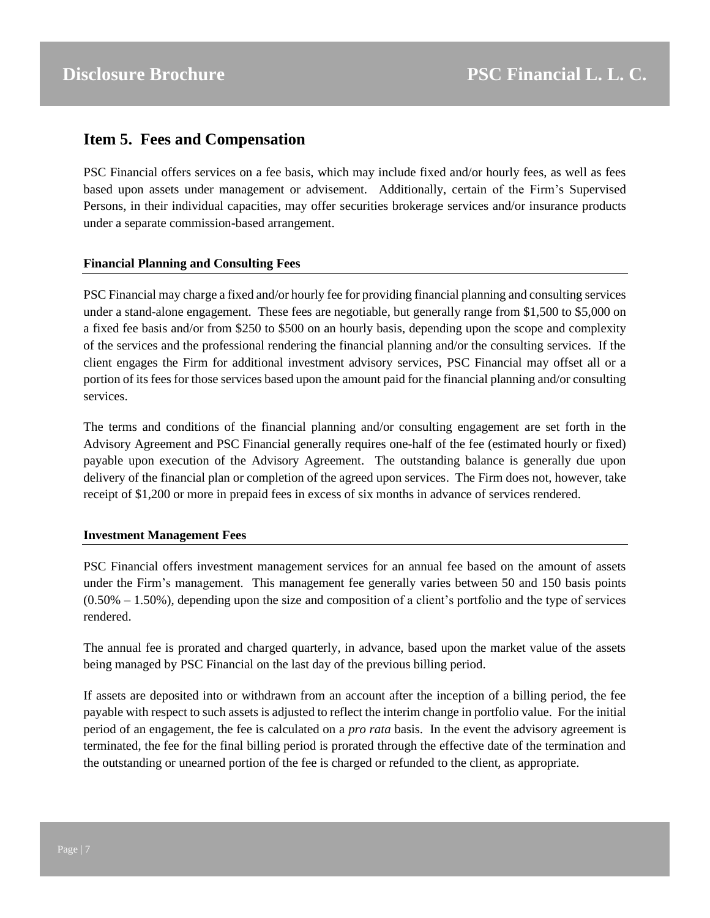## Item 5. Fees and Compensation

PSC Financial offers services on a fee basis, which may include fixed and/or hourly fees, as well as fees based upon assets under management or advisement. Additionally, certain of the Firm's Supervised Persons, in their individual capacities, may offer securities brokerage services and/or insurance products under a separate commission-based arrangement.

### Financial Planning and Consulting Fees

PSC Financial may charge a fixed and/or hourly fee for providing financial planning and consulting services under a stand-alone engagement. These fees are negotiable, but generally range from $1,500 to $5,000 on a fixed fee basis and/or from $250 to $500 on an hourly basis, depending upon the scope and complexity of the services and the professional rendering the financial planning and/or the consulting services. If the client engages the Firm for additional investment advisory services, PSC Financial may offset all or a portion of its fees for those services based upon the amount paid for the financial planning and/or consulting services.

The terms and conditions of the financial planning and/or consulting engagement are set forth in the Advisory Agreement and PSC Financial generally requires one-half of the fee (estimated hourly or fixed) payable upon execution of the Advisory Agreement. The outstanding balance is generally due upon delivery of the financial plan or completion of the agreed upon services. The Firm does not, however, take receipt of $1,200 or more in prepaid fees in excess of six months in advance of services rendered.

### Investment Management Fees

PSC Financial offers investment management services for an annual fee based on the amount of assets under the Firm's management. This management fee generally varies between 50 and 150 basis points (0.50% – 1.50%), depending upon the size and composition of a client's portfolio and the type of services rendered.

The annual fee is prorated and charged quarterly, in advance, based upon the market value of the assets being managed by PSC Financial on the last day of the previous billing period.

If assets are deposited into or withdrawn from an account after the inception of a billing period, the fee payable with respect to such assets is adjusted to reflect the interim change in portfolio value. For the initial period of an engagement, the fee is calculated on a *pro rata* basis. In the event the advisory agreement is terminated, the fee for the final billing period is prorated through the effective date of the termination and the outstanding or unearned portion of the fee is charged or refunded to the client, as appropriate.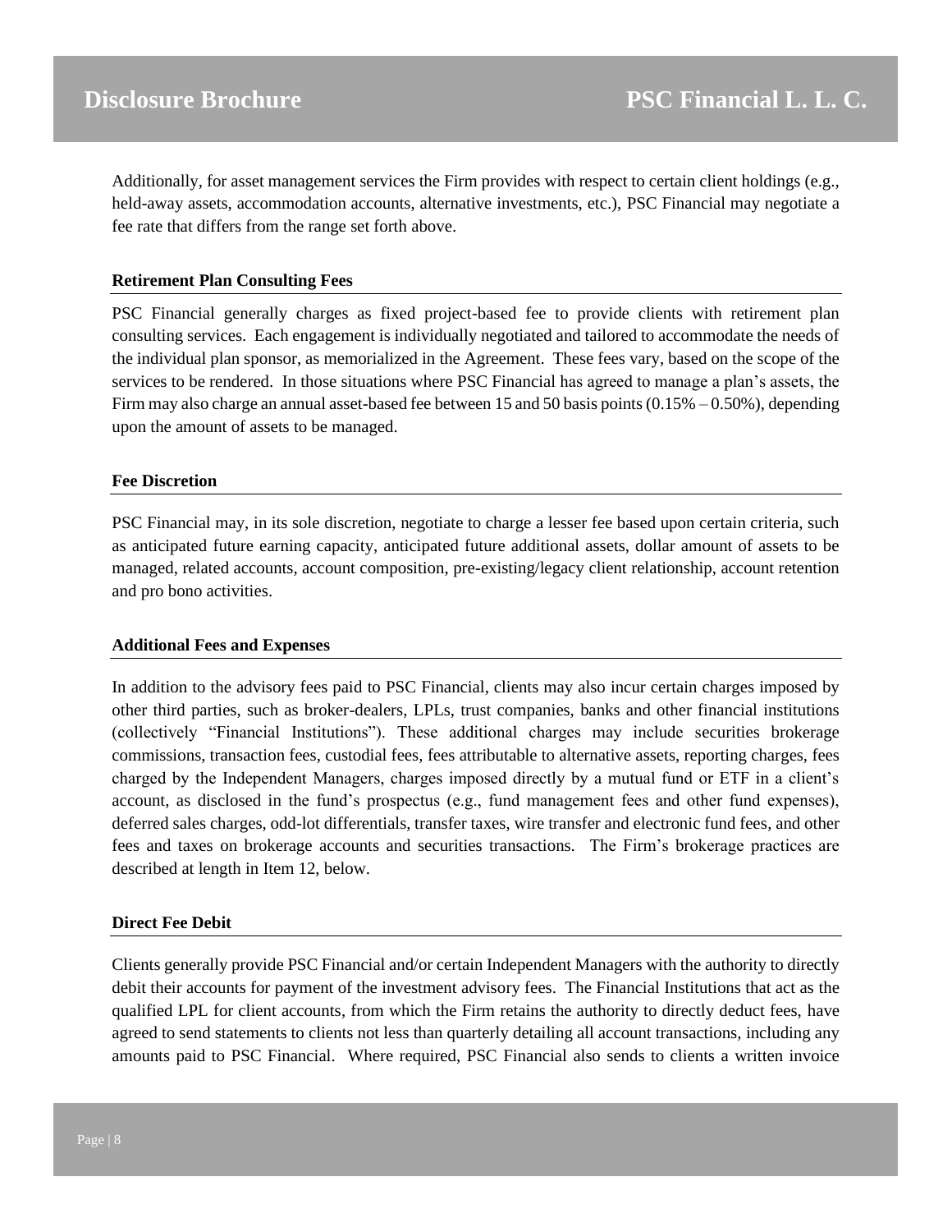Additionally, for asset management services the Firm provides with respect to certain client holdings (e.g., held-away assets, accommodation accounts, alternative investments, etc.), PSC Financial may negotiate a fee rate that differs from the range set forth above.

**Retirement Plan Consulting Fees**

PSC Financial generally charges as fixed project-based fee to provide clients with retirement plan consulting services. Each engagement is individually negotiated and tailored to accommodate the needs of the individual plan sponsor, as memorialized in the Agreement. These fees vary, based on the scope of the services to be rendered. In those situations where PSC Financial has agreed to manage a plan's assets, the Firm may also charge an annual asset-based fee between 15 and 50 basis points (0.15% – 0.50%), depending upon the amount of assets to be managed.

**Fee Discretion**

PSC Financial may, in its sole discretion, negotiate to charge a lesser fee based upon certain criteria, such as anticipated future earning capacity, anticipated future additional assets, dollar amount of assets to be managed, related accounts, account composition, pre-existing/legacy client relationship, account retention and pro bono activities.

**Additional Fees and Expenses**

In addition to the advisory fees paid to PSC Financial, clients may also incur certain charges imposed by other third parties, such as broker-dealers, LPLs, trust companies, banks and other financial institutions (collectively "Financial Institutions"). These additional charges may include securities brokerage commissions, transaction fees, custodial fees, fees attributable to alternative assets, reporting charges, fees charged by the Independent Managers, charges imposed directly by a mutual fund or ETF in a client's account, as disclosed in the fund's prospectus (e.g., fund management fees and other fund expenses), deferred sales charges, odd-lot differentials, transfer taxes, wire transfer and electronic fund fees, and other fees and taxes on brokerage accounts and securities transactions. The Firm's brokerage practices are described at length in Item 12, below.

**Direct Fee Debit**

Clients generally provide PSC Financial and/or certain Independent Managers with the authority to directly debit their accounts for payment of the investment advisory fees. The Financial Institutions that act as the qualified LPL for client accounts, from which the Firm retains the authority to directly deduct fees, have agreed to send statements to clients not less than quarterly detailing all account transactions, including any amounts paid to PSC Financial. Where required, PSC Financial also sends to clients a written invoice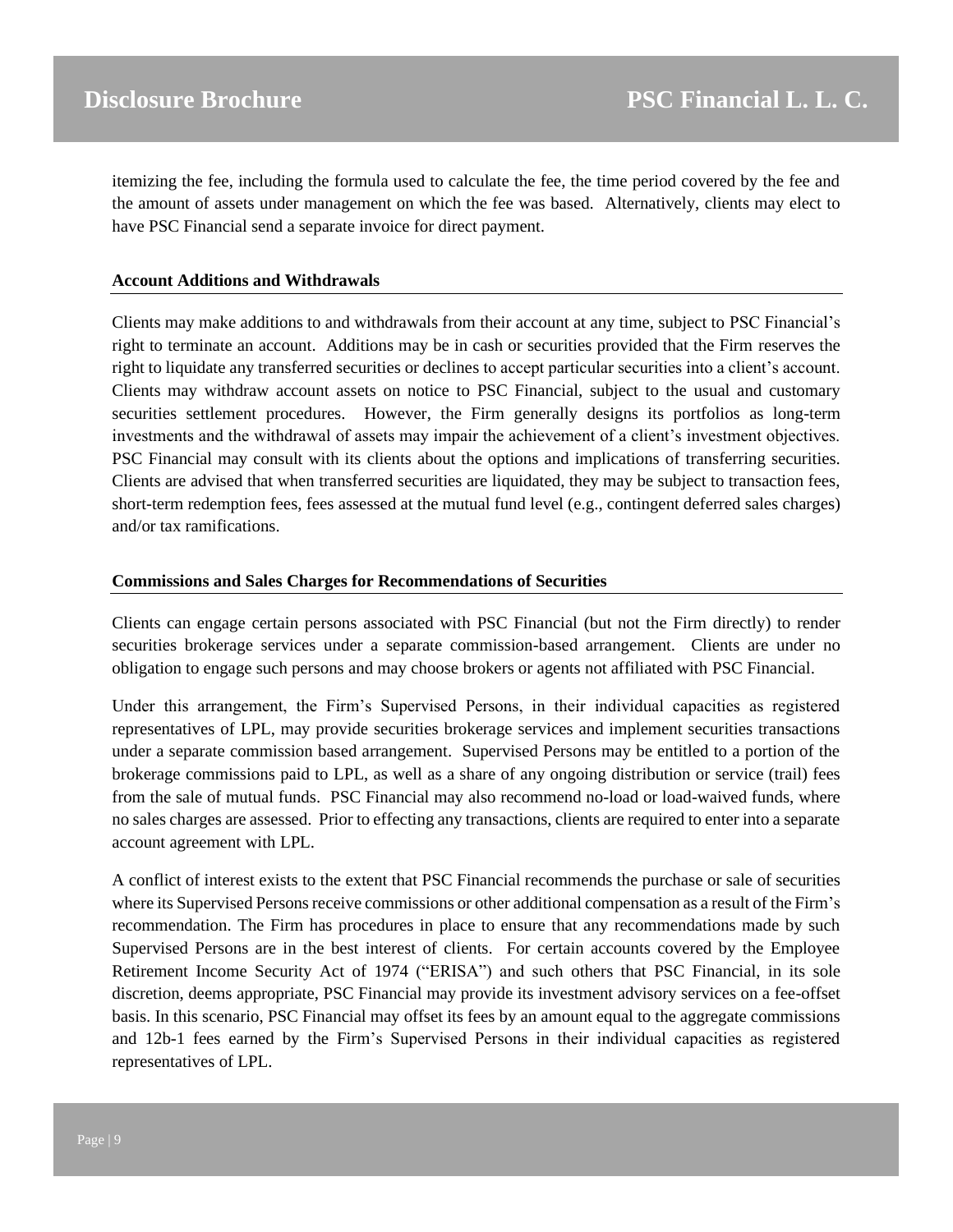itemizing the fee, including the formula used to calculate the fee, the time period covered by the fee and the amount of assets under management on which the fee was based. Alternatively, clients may elect to have PSC Financial send a separate invoice for direct payment.

### Account Additions and Withdrawals

Clients may make additions to and withdrawals from their account at any time, subject to PSC Financial's right to terminate an account. Additions may be in cash or securities provided that the Firm reserves the right to liquidate any transferred securities or declines to accept particular securities into a client's account. Clients may withdraw account assets on notice to PSC Financial, subject to the usual and customary securities settlement procedures. However, the Firm generally designs its portfolios as long-term investments and the withdrawal of assets may impair the achievement of a client's investment objectives. PSC Financial may consult with its clients about the options and implications of transferring securities. Clients are advised that when transferred securities are liquidated, they may be subject to transaction fees, short-term redemption fees, fees assessed at the mutual fund level (e.g., contingent deferred sales charges) and/or tax ramifications.

### Commissions and Sales Charges for Recommendations of Securities

Clients can engage certain persons associated with PSC Financial (but not the Firm directly) to render securities brokerage services under a separate commission-based arrangement. Clients are under no obligation to engage such persons and may choose brokers or agents not affiliated with PSC Financial.

Under this arrangement, the Firm's Supervised Persons, in their individual capacities as registered representatives of LPL, may provide securities brokerage services and implement securities transactions under a separate commission based arrangement. Supervised Persons may be entitled to a portion of the brokerage commissions paid to LPL, as well as a share of any ongoing distribution or service (trail) fees from the sale of mutual funds. PSC Financial may also recommend no-load or load-waived funds, where no sales charges are assessed. Prior to effecting any transactions, clients are required to enter into a separate account agreement with LPL.

A conflict of interest exists to the extent that PSC Financial recommends the purchase or sale of securities where its Supervised Persons receive commissions or other additional compensation as a result of the Firm's recommendation. The Firm has procedures in place to ensure that any recommendations made by such Supervised Persons are in the best interest of clients. For certain accounts covered by the Employee Retirement Income Security Act of 1974 ("ERISA") and such others that PSC Financial, in its sole discretion, deems appropriate, PSC Financial may provide its investment advisory services on a fee-offset basis. In this scenario, PSC Financial may offset its fees by an amount equal to the aggregate commissions and 12b-1 fees earned by the Firm's Supervised Persons in their individual capacities as registered representatives of LPL.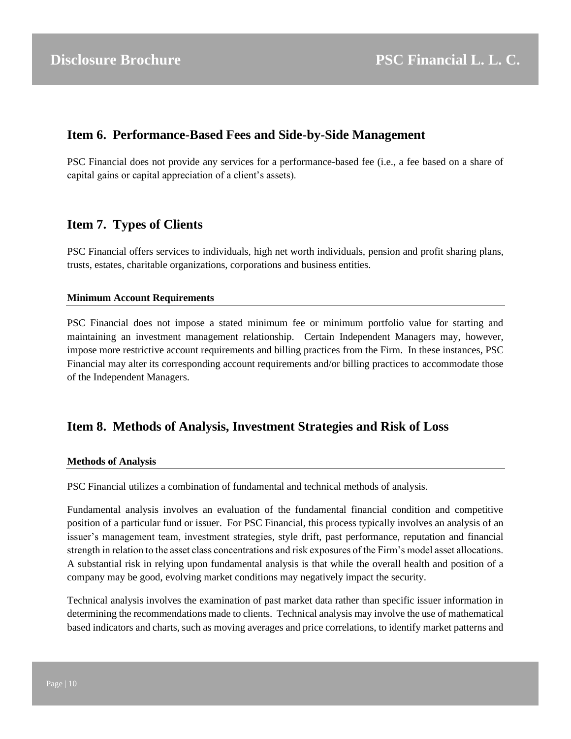## Item 6. Performance-Based Fees and Side-by-Side Management

PSC Financial does not provide any services for a performance-based fee (i.e., a fee based on a share of capital gains or capital appreciation of a client's assets).

## Item 7. Types of Clients

PSC Financial offers services to individuals, high net worth individuals, pension and profit sharing plans, trusts, estates, charitable organizations, corporations and business entities.

### Minimum Account Requirements

PSC Financial does not impose a stated minimum fee or minimum portfolio value for starting and maintaining an investment management relationship. Certain Independent Managers may, however, impose more restrictive account requirements and billing practices from the Firm. In these instances, PSC Financial may alter its corresponding account requirements and/or billing practices to accommodate those of the Independent Managers.

## Item 8. Methods of Analysis, Investment Strategies and Risk of Loss

### Methods of Analysis

PSC Financial utilizes a combination of fundamental and technical methods of analysis.

Fundamental analysis involves an evaluation of the fundamental financial condition and competitive position of a particular fund or issuer. For PSC Financial, this process typically involves an analysis of an issuer's management team, investment strategies, style drift, past performance, reputation and financial strength in relation to the asset class concentrations and risk exposures of the Firm's model asset allocations. A substantial risk in relying upon fundamental analysis is that while the overall health and position of a company may be good, evolving market conditions may negatively impact the security.

Technical analysis involves the examination of past market data rather than specific issuer information in determining the recommendations made to clients. Technical analysis may involve the use of mathematical based indicators and charts, such as moving averages and price correlations, to identify market patterns and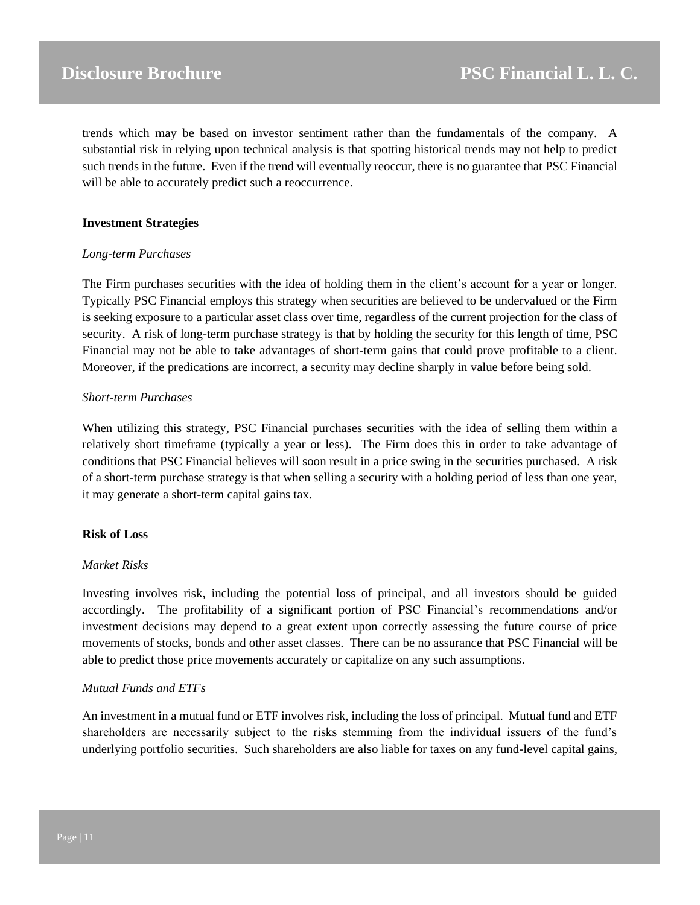trends which may be based on investor sentiment rather than the fundamentals of the company. A substantial risk in relying upon technical analysis is that spotting historical trends may not help to predict such trends in the future. Even if the trend will eventually reoccur, there is no guarantee that PSC Financial will be able to accurately predict such a reoccurrence.

**Investment Strategies**

*Long-term Purchases*

The Firm purchases securities with the idea of holding them in the client's account for a year or longer. Typically PSC Financial employs this strategy when securities are believed to be undervalued or the Firm is seeking exposure to a particular asset class over time, regardless of the current projection for the class of security. A risk of long-term purchase strategy is that by holding the security for this length of time, PSC Financial may not be able to take advantages of short-term gains that could prove profitable to a client. Moreover, if the predications are incorrect, a security may decline sharply in value before being sold.

*Short-term Purchases*

When utilizing this strategy, PSC Financial purchases securities with the idea of selling them within a relatively short timeframe (typically a year or less). The Firm does this in order to take advantage of conditions that PSC Financial believes will soon result in a price swing in the securities purchased. A risk of a short-term purchase strategy is that when selling a security with a holding period of less than one year, it may generate a short-term capital gains tax.

**Risk of Loss**

*Market Risks*

Investing involves risk, including the potential loss of principal, and all investors should be guided accordingly. The profitability of a significant portion of PSC Financial's recommendations and/or investment decisions may depend to a great extent upon correctly assessing the future course of price movements of stocks, bonds and other asset classes. There can be no assurance that PSC Financial will be able to predict those price movements accurately or capitalize on any such assumptions.

*Mutual Funds and ETFs*

An investment in a mutual fund or ETF involves risk, including the loss of principal. Mutual fund and ETF shareholders are necessarily subject to the risks stemming from the individual issuers of the fund's underlying portfolio securities. Such shareholders are also liable for taxes on any fund-level capital gains,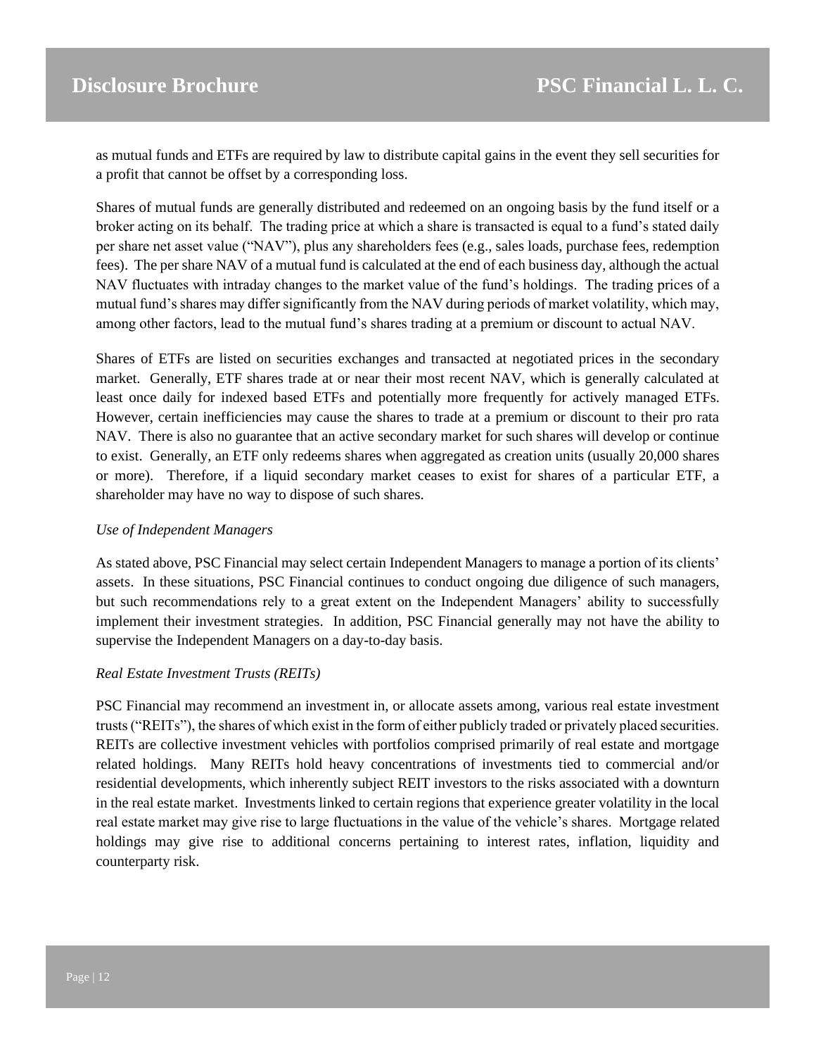as mutual funds and ETFs are required by law to distribute capital gains in the event they sell securities for a profit that cannot be offset by a corresponding loss.

Shares of mutual funds are generally distributed and redeemed on an ongoing basis by the fund itself or a broker acting on its behalf. The trading price at which a share is transacted is equal to a fund's stated daily per share net asset value ("NAV"), plus any shareholders fees (e.g., sales loads, purchase fees, redemption fees). The per share NAV of a mutual fund is calculated at the end of each business day, although the actual NAV fluctuates with intraday changes to the market value of the fund's holdings. The trading prices of a mutual fund's shares may differ significantly from the NAV during periods of market volatility, which may, among other factors, lead to the mutual fund's shares trading at a premium or discount to actual NAV.

Shares of ETFs are listed on securities exchanges and transacted at negotiated prices in the secondary market. Generally, ETF shares trade at or near their most recent NAV, which is generally calculated at least once daily for indexed based ETFs and potentially more frequently for actively managed ETFs. However, certain inefficiencies may cause the shares to trade at a premium or discount to their pro rata NAV. There is also no guarantee that an active secondary market for such shares will develop or continue to exist. Generally, an ETF only redeems shares when aggregated as creation units (usually 20,000 shares or more). Therefore, if a liquid secondary market ceases to exist for shares of a particular ETF, a shareholder may have no way to dispose of such shares.

*Use of Independent Managers*

As stated above, PSC Financial may select certain Independent Managers to manage a portion of its clients' assets. In these situations, PSC Financial continues to conduct ongoing due diligence of such managers, but such recommendations rely to a great extent on the Independent Managers' ability to successfully implement their investment strategies. In addition, PSC Financial generally may not have the ability to supervise the Independent Managers on a day-to-day basis.

*Real Estate Investment Trusts (REITs)*

PSC Financial may recommend an investment in, or allocate assets among, various real estate investment trusts ("REITs"), the shares of which exist in the form of either publicly traded or privately placed securities. REITs are collective investment vehicles with portfolios comprised primarily of real estate and mortgage related holdings. Many REITs hold heavy concentrations of investments tied to commercial and/or residential developments, which inherently subject REIT investors to the risks associated with a downturn in the real estate market. Investments linked to certain regions that experience greater volatility in the local real estate market may give rise to large fluctuations in the value of the vehicle's shares. Mortgage related holdings may give rise to additional concerns pertaining to interest rates, inflation, liquidity and counterparty risk.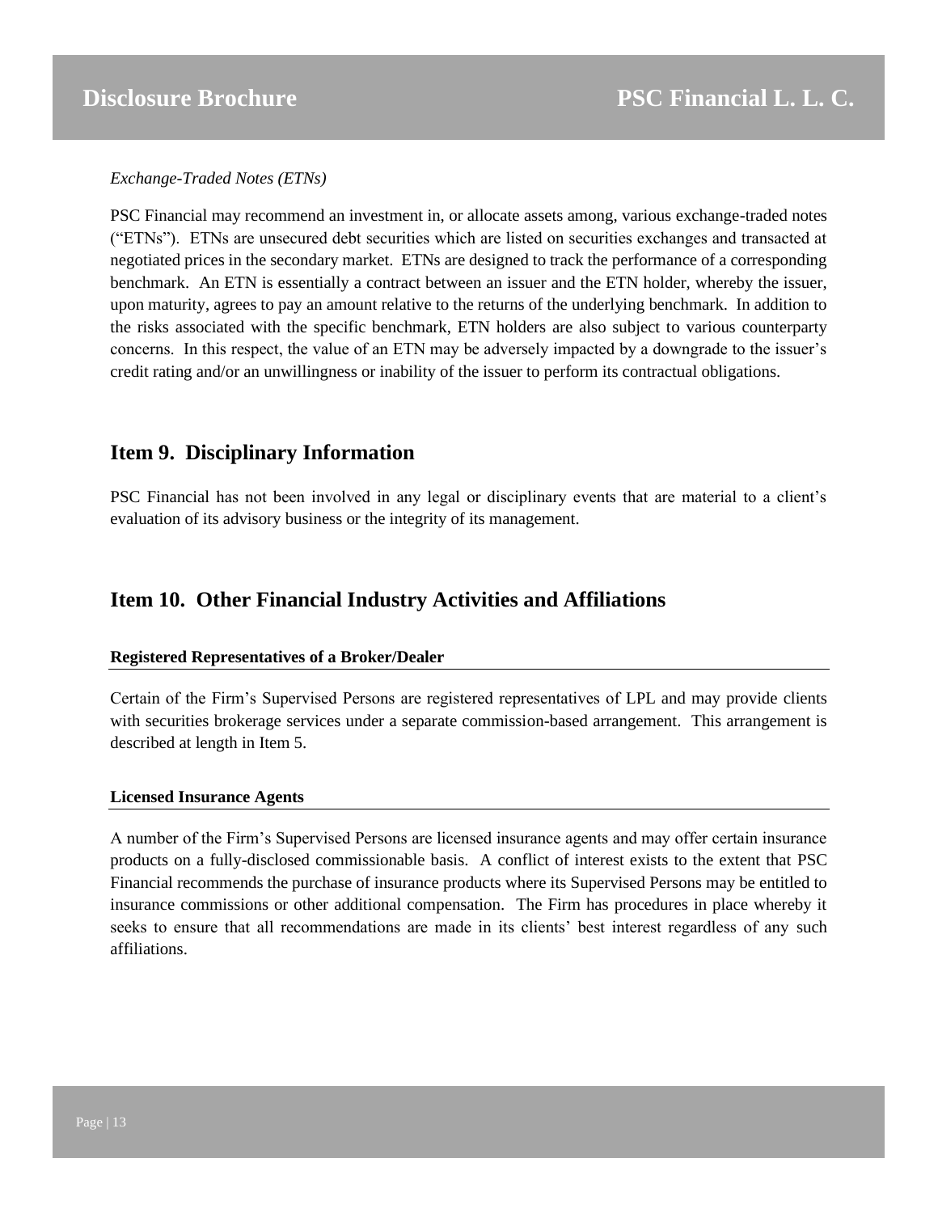*Exchange-Traded Notes (ETNs)*

PSC Financial may recommend an investment in, or allocate assets among, various exchange-traded notes ("ETNs"). ETNs are unsecured debt securities which are listed on securities exchanges and transacted at negotiated prices in the secondary market. ETNs are designed to track the performance of a corresponding benchmark. An ETN is essentially a contract between an issuer and the ETN holder, whereby the issuer, upon maturity, agrees to pay an amount relative to the returns of the underlying benchmark. In addition to the risks associated with the specific benchmark, ETN holders are also subject to various counterparty concerns. In this respect, the value of an ETN may be adversely impacted by a downgrade to the issuer's credit rating and/or an unwillingness or inability of the issuer to perform its contractual obligations.

## Item 9. Disciplinary Information

PSC Financial has not been involved in any legal or disciplinary events that are material to a client's evaluation of its advisory business or the integrity of its management.

## Item 10. Other Financial Industry Activities and Affiliations

**Registered Representatives of a Broker/Dealer**

Certain of the Firm's Supervised Persons are registered representatives of LPL and may provide clients with securities brokerage services under a separate commission-based arrangement. This arrangement is described at length in Item 5.

**Licensed Insurance Agents**

A number of the Firm's Supervised Persons are licensed insurance agents and may offer certain insurance products on a fully-disclosed commissionable basis. A conflict of interest exists to the extent that PSC Financial recommends the purchase of insurance products where its Supervised Persons may be entitled to insurance commissions or other additional compensation. The Firm has procedures in place whereby it seeks to ensure that all recommendations are made in its clients' best interest regardless of any such affiliations.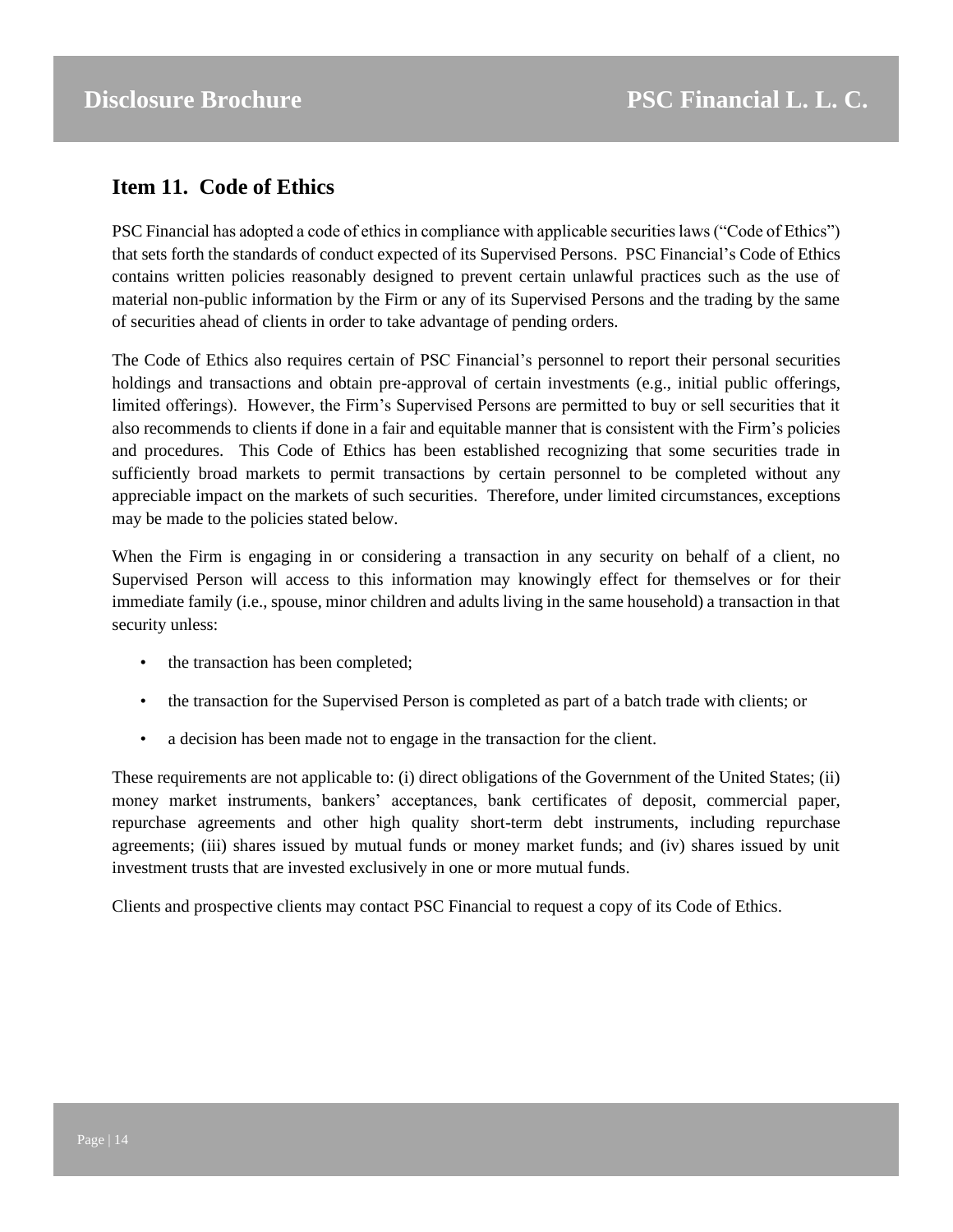## Item 11. Code of Ethics

PSC Financial has adopted a code of ethics in compliance with applicable securities laws ("Code of Ethics") that sets forth the standards of conduct expected of its Supervised Persons. PSC Financial's Code of Ethics contains written policies reasonably designed to prevent certain unlawful practices such as the use of material non-public information by the Firm or any of its Supervised Persons and the trading by the same of securities ahead of clients in order to take advantage of pending orders.

The Code of Ethics also requires certain of PSC Financial's personnel to report their personal securities holdings and transactions and obtain pre-approval of certain investments (e.g., initial public offerings, limited offerings). However, the Firm's Supervised Persons are permitted to buy or sell securities that it also recommends to clients if done in a fair and equitable manner that is consistent with the Firm's policies and procedures. This Code of Ethics has been established recognizing that some securities trade in sufficiently broad markets to permit transactions by certain personnel to be completed without any appreciable impact on the markets of such securities. Therefore, under limited circumstances, exceptions may be made to the policies stated below.

When the Firm is engaging in or considering a transaction in any security on behalf of a client, no Supervised Person will access to this information may knowingly effect for themselves or for their immediate family (i.e., spouse, minor children and adults living in the same household) a transaction in that security unless:

- the transaction has been completed;
- the transaction for the Supervised Person is completed as part of a batch trade with clients; or
- a decision has been made not to engage in the transaction for the client.

These requirements are not applicable to: (i) direct obligations of the Government of the United States; (ii) money market instruments, bankers' acceptances, bank certificates of deposit, commercial paper, repurchase agreements and other high quality short-term debt instruments, including repurchase agreements; (iii) shares issued by mutual funds or money market funds; and (iv) shares issued by unit investment trusts that are invested exclusively in one or more mutual funds.

Clients and prospective clients may contact PSC Financial to request a copy of its Code of Ethics.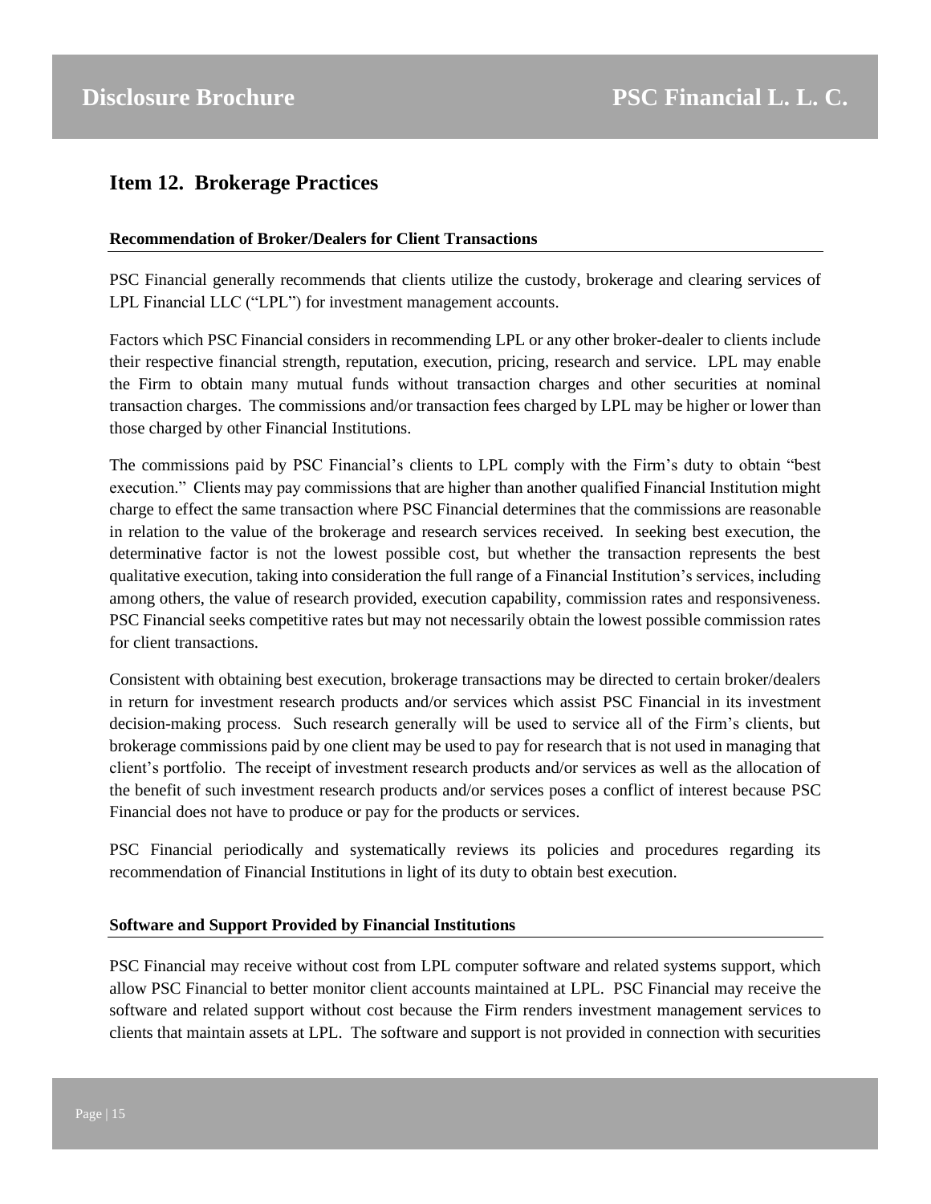## Item 12. Brokerage Practices

### Recommendation of Broker/Dealers for Client Transactions

PSC Financial generally recommends that clients utilize the custody, brokerage and clearing services of LPL Financial LLC ("LPL") for investment management accounts.

Factors which PSC Financial considers in recommending LPL or any other broker-dealer to clients include their respective financial strength, reputation, execution, pricing, research and service. LPL may enable the Firm to obtain many mutual funds without transaction charges and other securities at nominal transaction charges. The commissions and/or transaction fees charged by LPL may be higher or lower than those charged by other Financial Institutions.

The commissions paid by PSC Financial's clients to LPL comply with the Firm's duty to obtain "best execution." Clients may pay commissions that are higher than another qualified Financial Institution might charge to effect the same transaction where PSC Financial determines that the commissions are reasonable in relation to the value of the brokerage and research services received. In seeking best execution, the determinative factor is not the lowest possible cost, but whether the transaction represents the best qualitative execution, taking into consideration the full range of a Financial Institution's services, including among others, the value of research provided, execution capability, commission rates and responsiveness. PSC Financial seeks competitive rates but may not necessarily obtain the lowest possible commission rates for client transactions.

Consistent with obtaining best execution, brokerage transactions may be directed to certain broker/dealers in return for investment research products and/or services which assist PSC Financial in its investment decision-making process. Such research generally will be used to service all of the Firm's clients, but brokerage commissions paid by one client may be used to pay for research that is not used in managing that client's portfolio. The receipt of investment research products and/or services as well as the allocation of the benefit of such investment research products and/or services poses a conflict of interest because PSC Financial does not have to produce or pay for the products or services.

PSC Financial periodically and systematically reviews its policies and procedures regarding its recommendation of Financial Institutions in light of its duty to obtain best execution.

### Software and Support Provided by Financial Institutions

PSC Financial may receive without cost from LPL computer software and related systems support, which allow PSC Financial to better monitor client accounts maintained at LPL. PSC Financial may receive the software and related support without cost because the Firm renders investment management services to clients that maintain assets at LPL. The software and support is not provided in connection with securities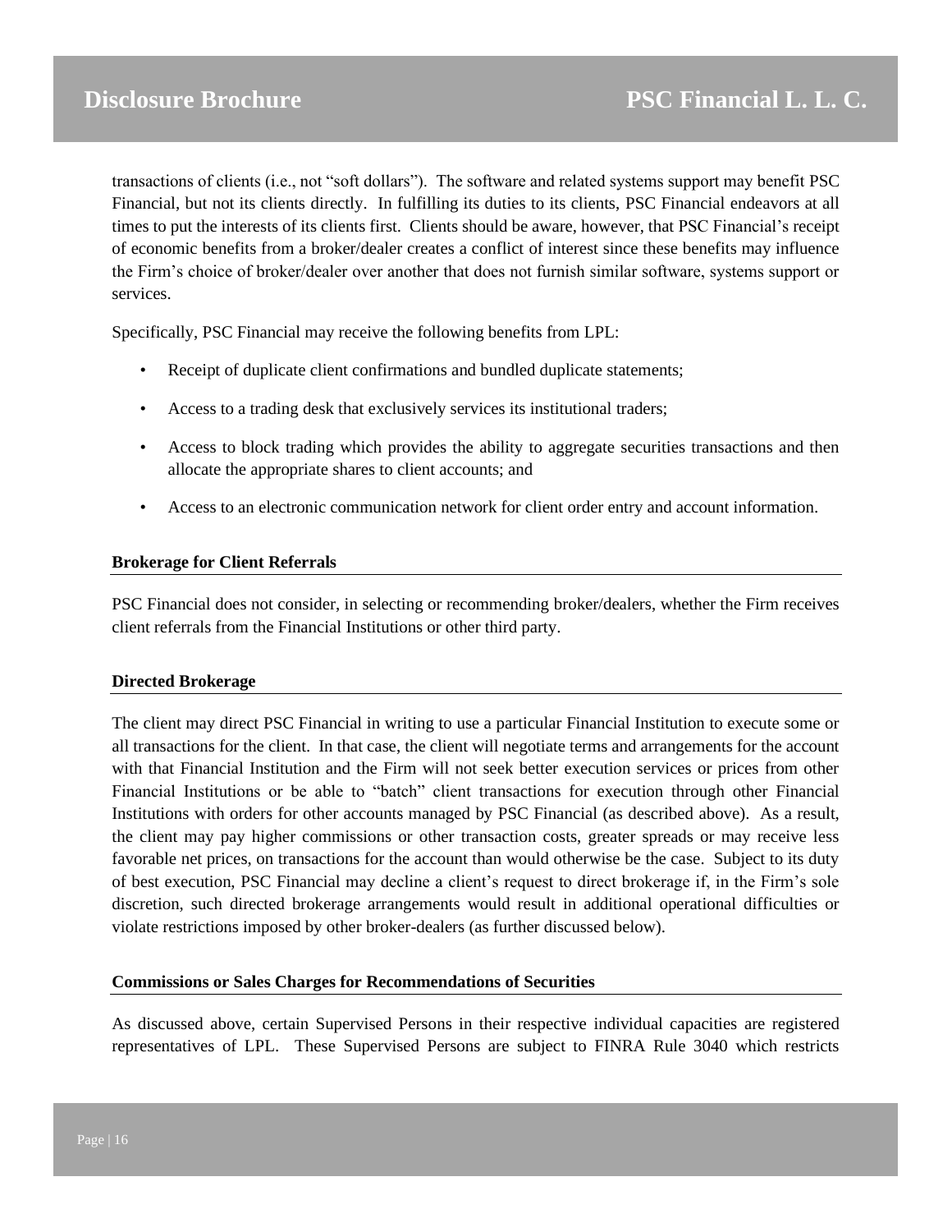transactions of clients (i.e., not "soft dollars"). The software and related systems support may benefit PSC Financial, but not its clients directly. In fulfilling its duties to its clients, PSC Financial endeavors at all times to put the interests of its clients first. Clients should be aware, however, that PSC Financial's receipt of economic benefits from a broker/dealer creates a conflict of interest since these benefits may influence the Firm's choice of broker/dealer over another that does not furnish similar software, systems support or services.

Specifically, PSC Financial may receive the following benefits from LPL:

- Receipt of duplicate client confirmations and bundled duplicate statements;
- Access to a trading desk that exclusively services its institutional traders;
- Access to block trading which provides the ability to aggregate securities transactions and then allocate the appropriate shares to client accounts; and
- Access to an electronic communication network for client order entry and account information.

**Brokerage for Client Referrals**

PSC Financial does not consider, in selecting or recommending broker/dealers, whether the Firm receives client referrals from the Financial Institutions or other third party.

**Directed Brokerage**

The client may direct PSC Financial in writing to use a particular Financial Institution to execute some or all transactions for the client. In that case, the client will negotiate terms and arrangements for the account with that Financial Institution and the Firm will not seek better execution services or prices from other Financial Institutions or be able to "batch" client transactions for execution through other Financial Institutions with orders for other accounts managed by PSC Financial (as described above). As a result, the client may pay higher commissions or other transaction costs, greater spreads or may receive less favorable net prices, on transactions for the account than would otherwise be the case. Subject to its duty of best execution, PSC Financial may decline a client's request to direct brokerage if, in the Firm's sole discretion, such directed brokerage arrangements would result in additional operational difficulties or violate restrictions imposed by other broker-dealers (as further discussed below).

**Commissions or Sales Charges for Recommendations of Securities**

As discussed above, certain Supervised Persons in their respective individual capacities are registered representatives of LPL. These Supervised Persons are subject to FINRA Rule 3040 which restricts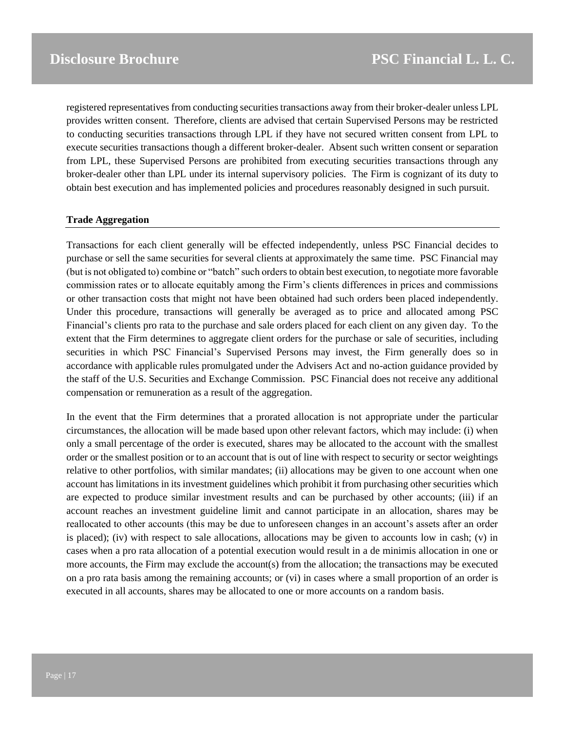registered representatives from conducting securities transactions away from their broker-dealer unless LPL provides written consent. Therefore, clients are advised that certain Supervised Persons may be restricted to conducting securities transactions through LPL if they have not secured written consent from LPL to execute securities transactions though a different broker-dealer. Absent such written consent or separation from LPL, these Supervised Persons are prohibited from executing securities transactions through any broker-dealer other than LPL under its internal supervisory policies. The Firm is cognizant of its duty to obtain best execution and has implemented policies and procedures reasonably designed in such pursuit.

**Trade Aggregation**

Transactions for each client generally will be effected independently, unless PSC Financial decides to purchase or sell the same securities for several clients at approximately the same time. PSC Financial may (but is not obligated to) combine or "batch" such orders to obtain best execution, to negotiate more favorable commission rates or to allocate equitably among the Firm's clients differences in prices and commissions or other transaction costs that might not have been obtained had such orders been placed independently. Under this procedure, transactions will generally be averaged as to price and allocated among PSC Financial's clients pro rata to the purchase and sale orders placed for each client on any given day. To the extent that the Firm determines to aggregate client orders for the purchase or sale of securities, including securities in which PSC Financial's Supervised Persons may invest, the Firm generally does so in accordance with applicable rules promulgated under the Advisers Act and no-action guidance provided by the staff of the U.S. Securities and Exchange Commission. PSC Financial does not receive any additional compensation or remuneration as a result of the aggregation.

In the event that the Firm determines that a prorated allocation is not appropriate under the particular circumstances, the allocation will be made based upon other relevant factors, which may include: (i) when only a small percentage of the order is executed, shares may be allocated to the account with the smallest order or the smallest position or to an account that is out of line with respect to security or sector weightings relative to other portfolios, with similar mandates; (ii) allocations may be given to one account when one account has limitations in its investment guidelines which prohibit it from purchasing other securities which are expected to produce similar investment results and can be purchased by other accounts; (iii) if an account reaches an investment guideline limit and cannot participate in an allocation, shares may be reallocated to other accounts (this may be due to unforeseen changes in an account's assets after an order is placed); (iv) with respect to sale allocations, allocations may be given to accounts low in cash; (v) in cases when a pro rata allocation of a potential execution would result in a de minimis allocation in one or more accounts, the Firm may exclude the account(s) from the allocation; the transactions may be executed on a pro rata basis among the remaining accounts; or (vi) in cases where a small proportion of an order is executed in all accounts, shares may be allocated to one or more accounts on a random basis.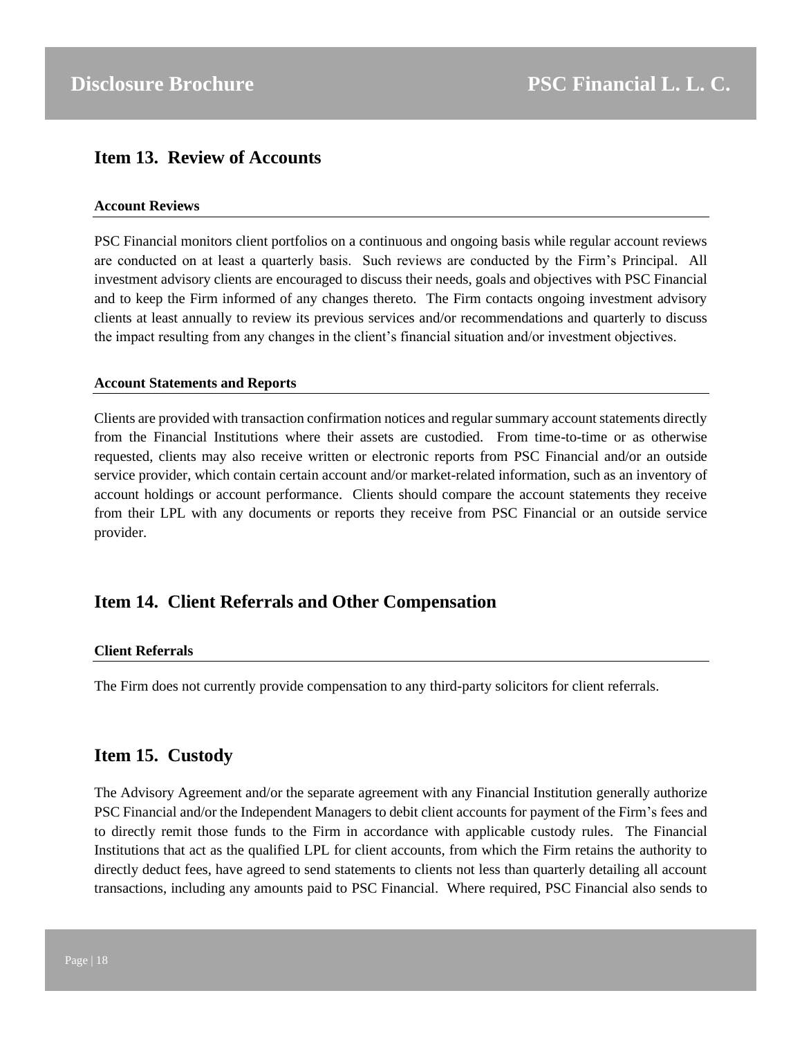## Item 13. Review of Accounts

**Account Reviews**

PSC Financial monitors client portfolios on a continuous and ongoing basis while regular account reviews are conducted on at least a quarterly basis. Such reviews are conducted by the Firm's Principal. All investment advisory clients are encouraged to discuss their needs, goals and objectives with PSC Financial and to keep the Firm informed of any changes thereto. The Firm contacts ongoing investment advisory clients at least annually to review its previous services and/or recommendations and quarterly to discuss the impact resulting from any changes in the client's financial situation and/or investment objectives.

**Account Statements and Reports**

Clients are provided with transaction confirmation notices and regular summary account statements directly from the Financial Institutions where their assets are custodied. From time-to-time or as otherwise requested, clients may also receive written or electronic reports from PSC Financial and/or an outside service provider, which contain certain account and/or market-related information, such as an inventory of account holdings or account performance. Clients should compare the account statements they receive from their LPL with any documents or reports they receive from PSC Financial or an outside service provider.

## Item 14. Client Referrals and Other Compensation

**Client Referrals**

The Firm does not currently provide compensation to any third-party solicitors for client referrals.

## Item 15. Custody

The Advisory Agreement and/or the separate agreement with any Financial Institution generally authorize PSC Financial and/or the Independent Managers to debit client accounts for payment of the Firm's fees and to directly remit those funds to the Firm in accordance with applicable custody rules. The Financial Institutions that act as the qualified LPL for client accounts, from which the Firm retains the authority to directly deduct fees, have agreed to send statements to clients not less than quarterly detailing all account transactions, including any amounts paid to PSC Financial. Where required, PSC Financial also sends to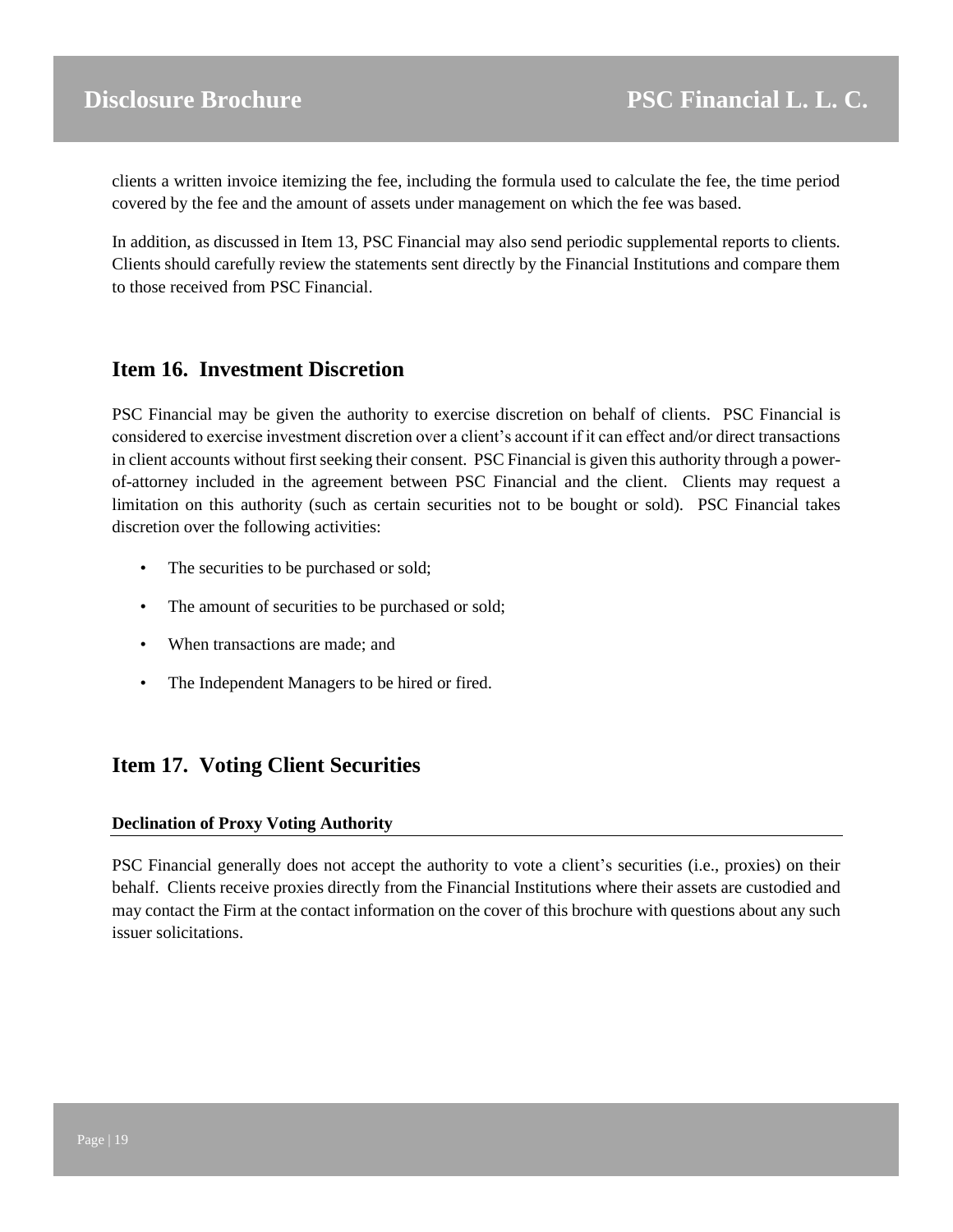clients a written invoice itemizing the fee, including the formula used to calculate the fee, the time period covered by the fee and the amount of assets under management on which the fee was based.

In addition, as discussed in Item 13, PSC Financial may also send periodic supplemental reports to clients. Clients should carefully review the statements sent directly by the Financial Institutions and compare them to those received from PSC Financial.

## Item 16. Investment Discretion

PSC Financial may be given the authority to exercise discretion on behalf of clients. PSC Financial is considered to exercise investment discretion over a client's account if it can effect and/or direct transactions in client accounts without first seeking their consent. PSC Financial is given this authority through a power-of-attorney included in the agreement between PSC Financial and the client. Clients may request a limitation on this authority (such as certain securities not to be bought or sold). PSC Financial takes discretion over the following activities:

- The securities to be purchased or sold;
- The amount of securities to be purchased or sold;
- When transactions are made; and
- The Independent Managers to be hired or fired.

## Item 17. Voting Client Securities

### Declination of Proxy Voting Authority

PSC Financial generally does not accept the authority to vote a client's securities (i.e., proxies) on their behalf. Clients receive proxies directly from the Financial Institutions where their assets are custodied and may contact the Firm at the contact information on the cover of this brochure with questions about any such issuer solicitations.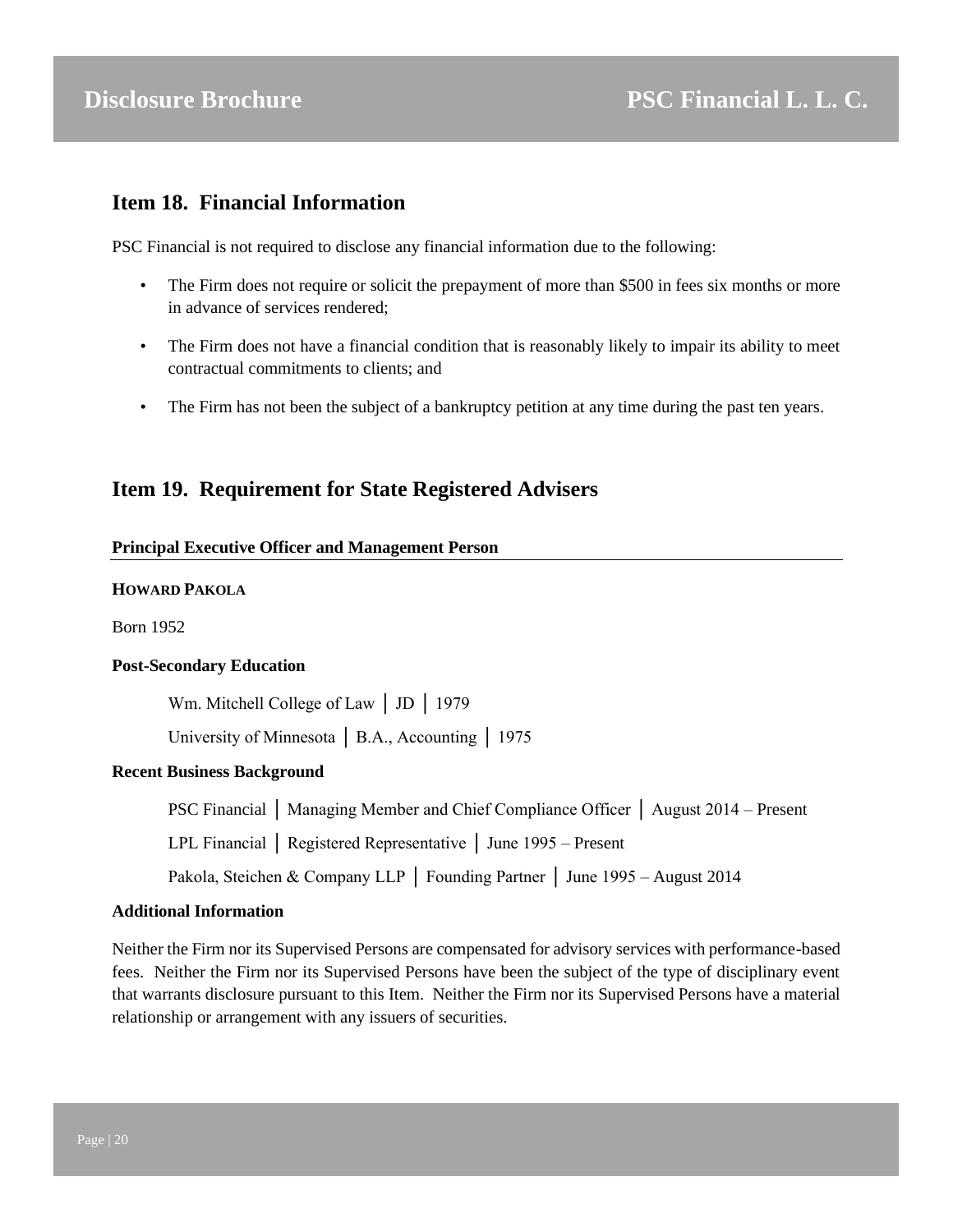## Item 18. Financial Information

PSC Financial is not required to disclose any financial information due to the following:

- The Firm does not require or solicit the prepayment of more than $500 in fees six months or more in advance of services rendered;
- The Firm does not have a financial condition that is reasonably likely to impair its ability to meet contractual commitments to clients; and
- The Firm has not been the subject of a bankruptcy petition at any time during the past ten years.

## Item 19. Requirement for State Registered Advisers

**Principal Executive Officer and Management Person**

**HOWARD PAKOLA**

Born 1952

**Post-Secondary Education**

Wm. Mitchell College of Law │ JD │ 1979

University of Minnesota │ B.A., Accounting │ 1975

**Recent Business Background**

PSC Financial │ Managing Member and Chief Compliance Officer │ August 2014 – Present

LPL Financial │ Registered Representative │ June 1995 – Present

Pakola, Steichen & Company LLP │ Founding Partner │ June 1995 – August 2014

**Additional Information**

Neither the Firm nor its Supervised Persons are compensated for advisory services with performance-based fees. Neither the Firm nor its Supervised Persons have been the subject of the type of disciplinary event that warrants disclosure pursuant to this Item. Neither the Firm nor its Supervised Persons have a material relationship or arrangement with any issuers of securities.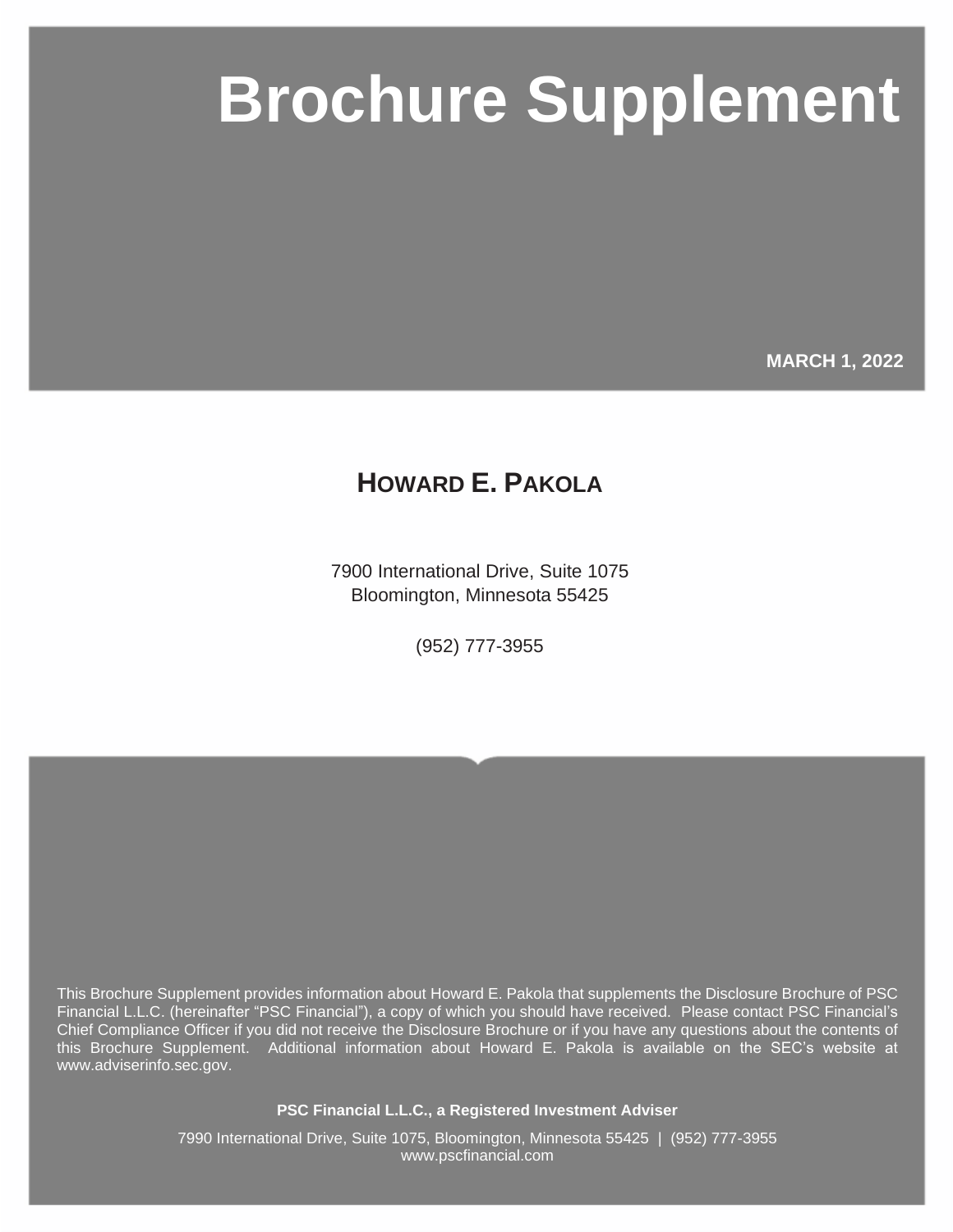# Brochure Supplement

**MARCH 1, 2022**

## HOWARD E. PAKOLA

7900 International Drive, Suite 1075
Bloomington, Minnesota 55425

(952) 777-3955

This Brochure Supplement provides information about Howard E. Pakola that supplements the Disclosure Brochure of PSC Financial L.L.C. (hereinafter "PSC Financial"), a copy of which you should have received. Please contact PSC Financial's Chief Compliance Officer if you did not receive the Disclosure Brochure or if you have any questions about the contents of this Brochure Supplement. Additional information about Howard E. Pakola is available on the SEC's website at www.adviserinfo.sec.gov.

**PSC Financial L.L.C., a Registered Investment Adviser**

7990 International Drive, Suite 1075, Bloomington, Minnesota 55425 | (952) 777-3955
www.pscfinancial.com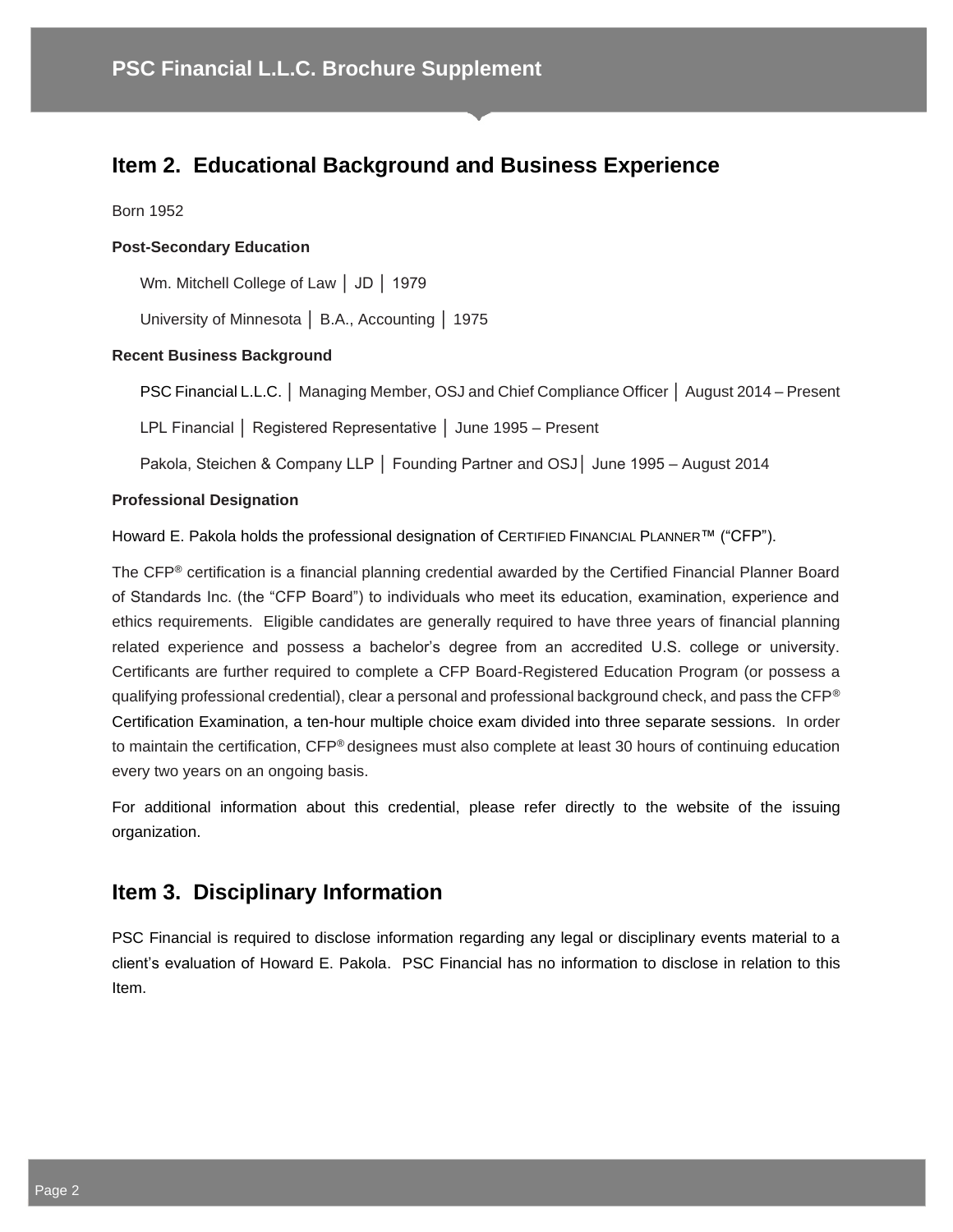## Item 2. Educational Background and Business Experience

Born 1952

**Post-Secondary Education**

Wm. Mitchell College of Law │ JD │ 1979

University of Minnesota │ B.A., Accounting │ 1975

**Recent Business Background**

PSC Financial L.L.C. │ Managing Member, OSJ and Chief Compliance Officer │ August 2014 – Present

LPL Financial │ Registered Representative │ June 1995 – Present

Pakola, Steichen & Company LLP │ Founding Partner and OSJ│ June 1995 – August 2014

**Professional Designation**

Howard E. Pakola holds the professional designation of CERTIFIED FINANCIAL PLANNER™ ("CFP").

The CFP® certification is a financial planning credential awarded by the Certified Financial Planner Board of Standards Inc. (the "CFP Board") to individuals who meet its education, examination, experience and ethics requirements. Eligible candidates are generally required to have three years of financial planning related experience and possess a bachelor's degree from an accredited U.S. college or university. Certificants are further required to complete a CFP Board-Registered Education Program (or possess a qualifying professional credential), clear a personal and professional background check, and pass the CFP® Certification Examination, a ten-hour multiple choice exam divided into three separate sessions. In order to maintain the certification, CFP® designees must also complete at least 30 hours of continuing education every two years on an ongoing basis.

For additional information about this credential, please refer directly to the website of the issuing organization.

## Item 3. Disciplinary Information

PSC Financial is required to disclose information regarding any legal or disciplinary events material to a client's evaluation of Howard E. Pakola. PSC Financial has no information to disclose in relation to this Item.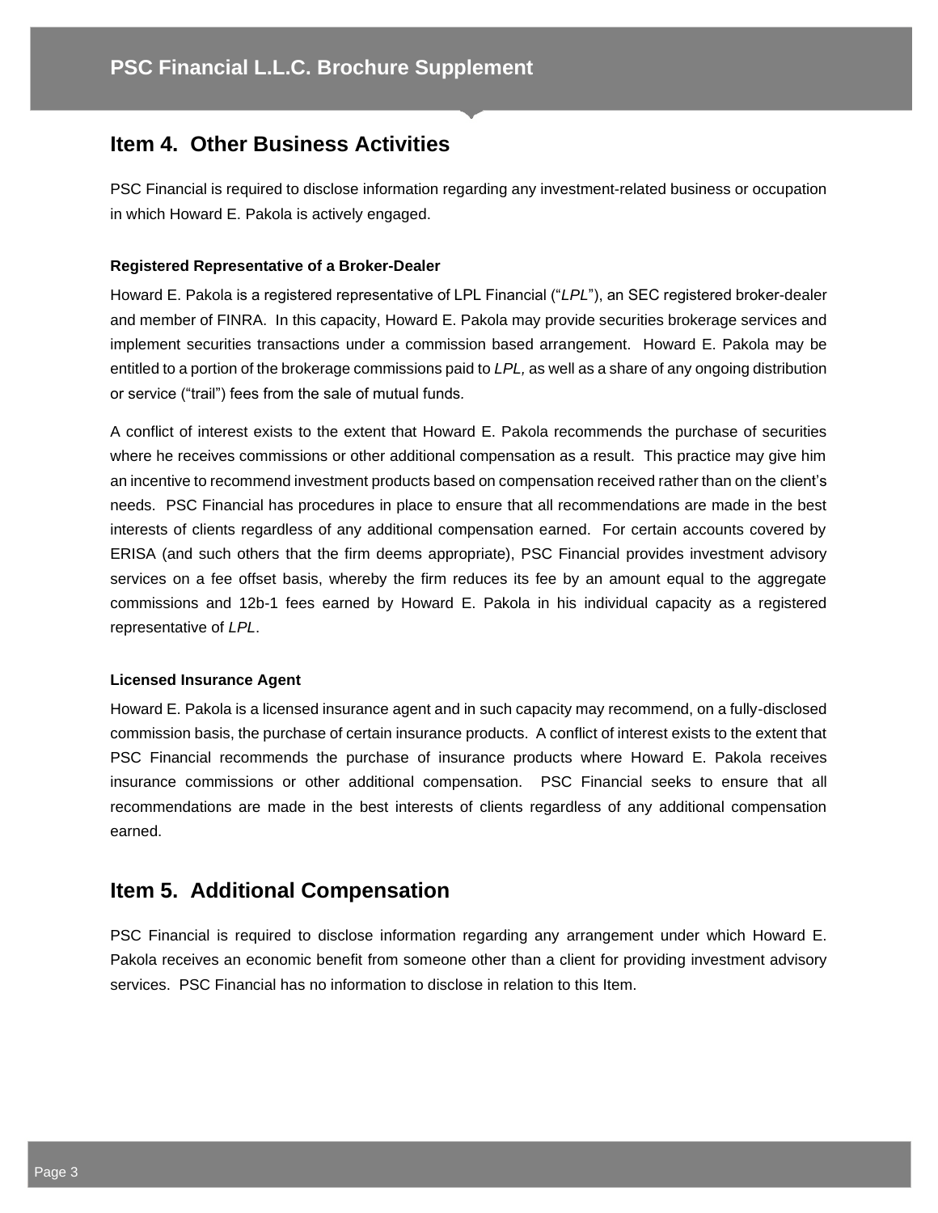## Item 4. Other Business Activities

PSC Financial is required to disclose information regarding any investment-related business or occupation in which Howard E. Pakola is actively engaged.

**Registered Representative of a Broker-Dealer**

Howard E. Pakola is a registered representative of LPL Financial ("*LPL*"), an SEC registered broker-dealer and member of FINRA. In this capacity, Howard E. Pakola may provide securities brokerage services and implement securities transactions under a commission based arrangement. Howard E. Pakola may be entitled to a portion of the brokerage commissions paid to *LPL,* as well as a share of any ongoing distribution or service ("trail") fees from the sale of mutual funds.

A conflict of interest exists to the extent that Howard E. Pakola recommends the purchase of securities where he receives commissions or other additional compensation as a result. This practice may give him an incentive to recommend investment products based on compensation received rather than on the client's needs. PSC Financial has procedures in place to ensure that all recommendations are made in the best interests of clients regardless of any additional compensation earned. For certain accounts covered by ERISA (and such others that the firm deems appropriate), PSC Financial provides investment advisory services on a fee offset basis, whereby the firm reduces its fee by an amount equal to the aggregate commissions and 12b-1 fees earned by Howard E. Pakola in his individual capacity as a registered representative of *LPL*.

**Licensed Insurance Agent**

Howard E. Pakola is a licensed insurance agent and in such capacity may recommend, on a fully-disclosed commission basis, the purchase of certain insurance products. A conflict of interest exists to the extent that PSC Financial recommends the purchase of insurance products where Howard E. Pakola receives insurance commissions or other additional compensation. PSC Financial seeks to ensure that all recommendations are made in the best interests of clients regardless of any additional compensation earned.

## Item 5. Additional Compensation

PSC Financial is required to disclose information regarding any arrangement under which Howard E. Pakola receives an economic benefit from someone other than a client for providing investment advisory services. PSC Financial has no information to disclose in relation to this Item.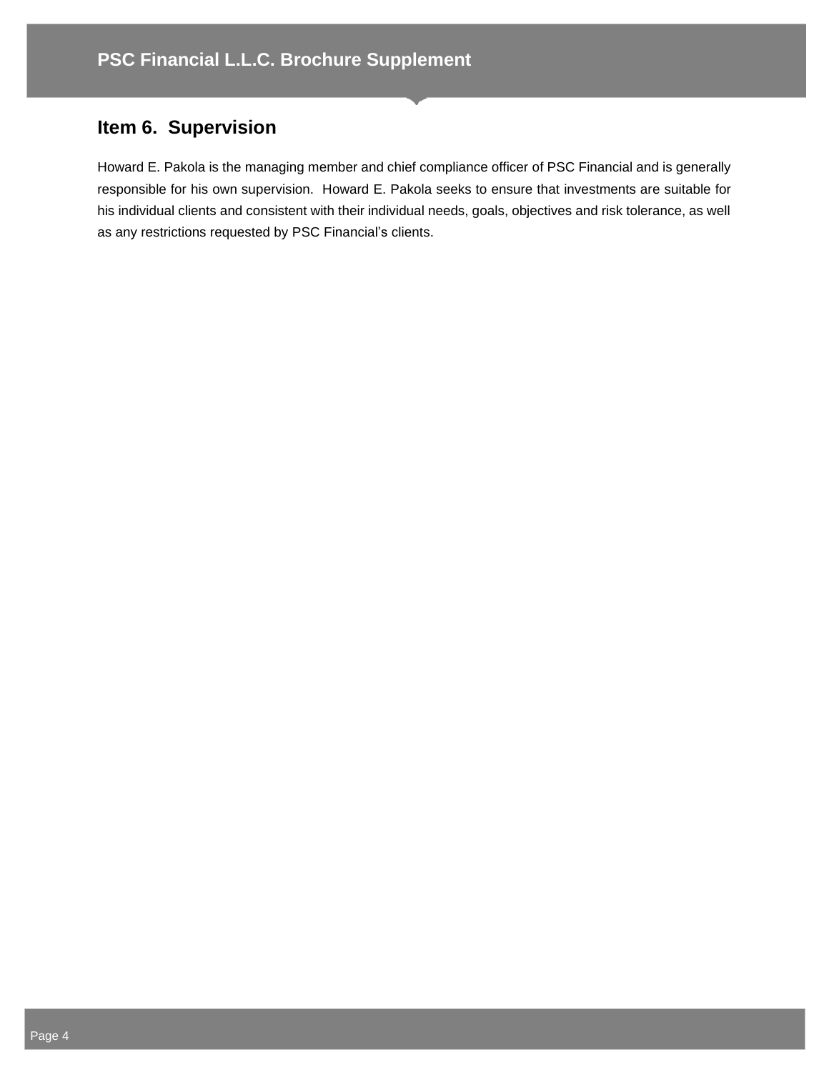## Item 6. Supervision

Howard E. Pakola is the managing member and chief compliance officer of PSC Financial and is generally responsible for his own supervision. Howard E. Pakola seeks to ensure that investments are suitable for his individual clients and consistent with their individual needs, goals, objectives and risk tolerance, as well as any restrictions requested by PSC Financial's clients.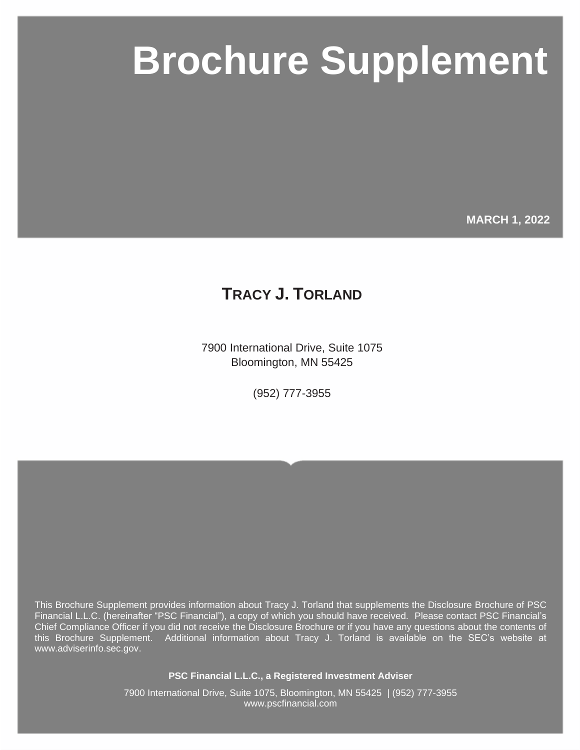# Brochure Supplement

**MARCH 1, 2022**

## TRACY J. TORLAND

7900 International Drive, Suite 1075
Bloomington, MN 55425

(952) 777-3955

This Brochure Supplement provides information about Tracy J. Torland that supplements the Disclosure Brochure of PSC Financial L.L.C. (hereinafter "PSC Financial"), a copy of which you should have received. Please contact PSC Financial's Chief Compliance Officer if you did not receive the Disclosure Brochure or if you have any questions about the contents of this Brochure Supplement. Additional information about Tracy J. Torland is available on the SEC's website at www.adviserinfo.sec.gov.

**PSC Financial L.L.C., a Registered Investment Adviser**

7900 International Drive, Suite 1075, Bloomington, MN 55425 | (952) 777-3955
www.pscfinancial.com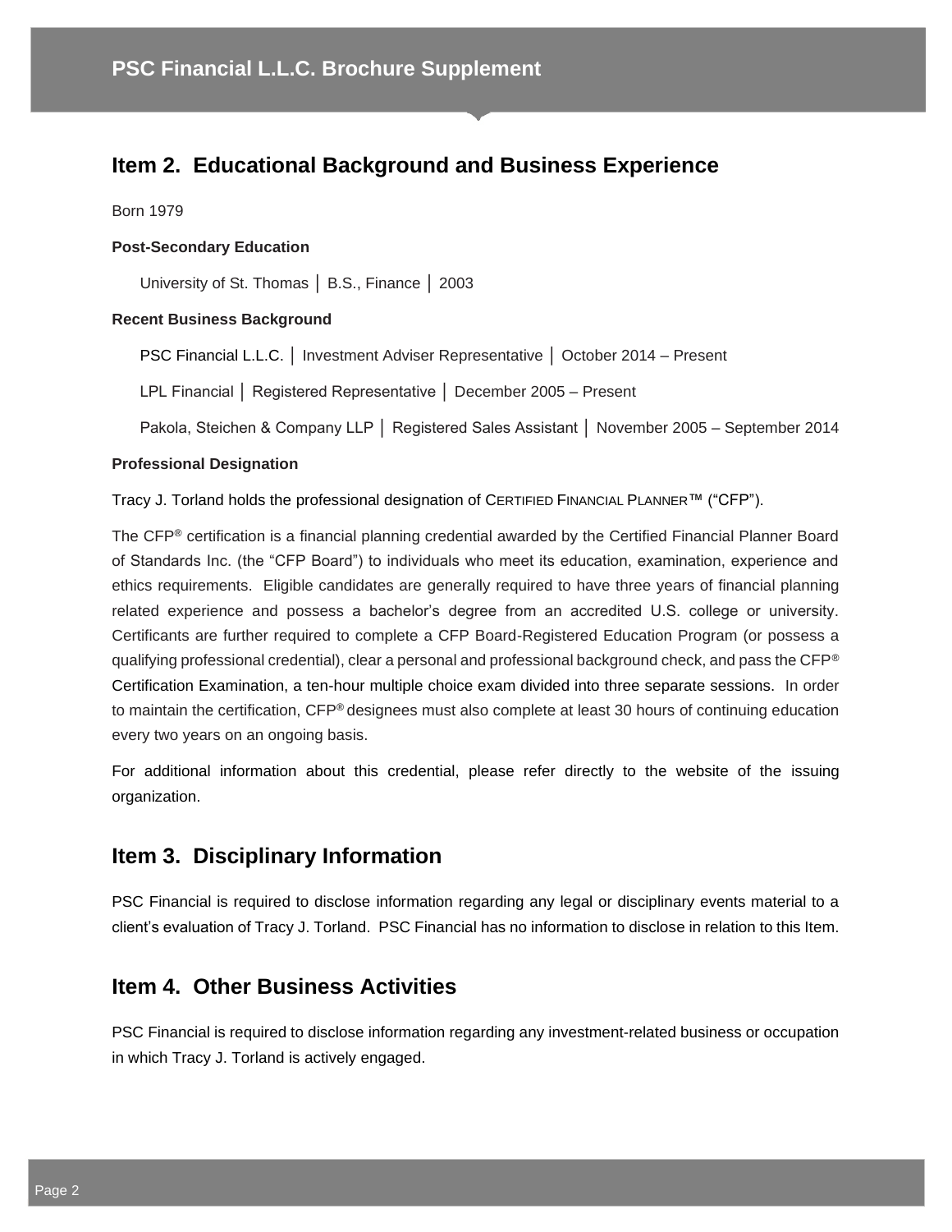## Item 2. Educational Background and Business Experience

Born 1979

**Post-Secondary Education**

University of St. Thomas │ B.S., Finance │ 2003

**Recent Business Background**

PSC Financial L.L.C. │ Investment Adviser Representative │ October 2014 – Present

LPL Financial │ Registered Representative │ December 2005 – Present

Pakola, Steichen & Company LLP │ Registered Sales Assistant │ November 2005 – September 2014

**Professional Designation**

Tracy J. Torland holds the professional designation of CERTIFIED FINANCIAL PLANNER™ ("CFP").

The CFP® certification is a financial planning credential awarded by the Certified Financial Planner Board of Standards Inc. (the "CFP Board") to individuals who meet its education, examination, experience and ethics requirements. Eligible candidates are generally required to have three years of financial planning related experience and possess a bachelor's degree from an accredited U.S. college or university. Certificants are further required to complete a CFP Board-Registered Education Program (or possess a qualifying professional credential), clear a personal and professional background check, and pass the CFP® Certification Examination, a ten-hour multiple choice exam divided into three separate sessions. In order to maintain the certification, CFP® designees must also complete at least 30 hours of continuing education every two years on an ongoing basis.

For additional information about this credential, please refer directly to the website of the issuing organization.

## Item 3. Disciplinary Information

PSC Financial is required to disclose information regarding any legal or disciplinary events material to a client's evaluation of Tracy J. Torland. PSC Financial has no information to disclose in relation to this Item.

## Item 4. Other Business Activities

PSC Financial is required to disclose information regarding any investment-related business or occupation in which Tracy J. Torland is actively engaged.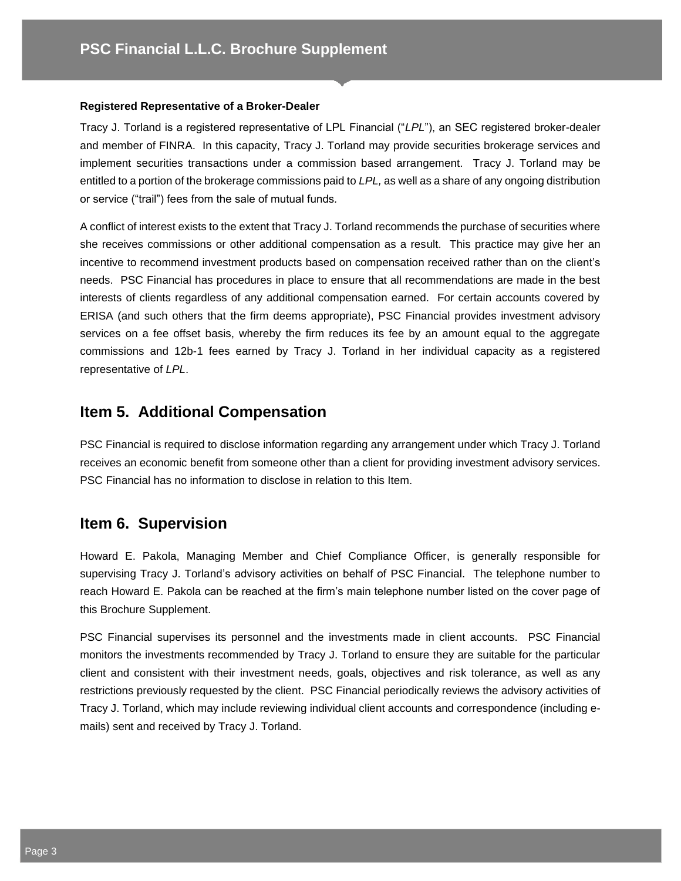**Registered Representative of a Broker-Dealer**

Tracy J. Torland is a registered representative of LPL Financial ("*LPL*"), an SEC registered broker-dealer and member of FINRA. In this capacity, Tracy J. Torland may provide securities brokerage services and implement securities transactions under a commission based arrangement. Tracy J. Torland may be entitled to a portion of the brokerage commissions paid to *LPL,* as well as a share of any ongoing distribution or service ("trail") fees from the sale of mutual funds.

A conflict of interest exists to the extent that Tracy J. Torland recommends the purchase of securities where she receives commissions or other additional compensation as a result. This practice may give her an incentive to recommend investment products based on compensation received rather than on the client's needs. PSC Financial has procedures in place to ensure that all recommendations are made in the best interests of clients regardless of any additional compensation earned. For certain accounts covered by ERISA (and such others that the firm deems appropriate), PSC Financial provides investment advisory services on a fee offset basis, whereby the firm reduces its fee by an amount equal to the aggregate commissions and 12b-1 fees earned by Tracy J. Torland in her individual capacity as a registered representative of *LPL*.

## Item 5. Additional Compensation

PSC Financial is required to disclose information regarding any arrangement under which Tracy J. Torland receives an economic benefit from someone other than a client for providing investment advisory services. PSC Financial has no information to disclose in relation to this Item.

## Item 6. Supervision

Howard E. Pakola, Managing Member and Chief Compliance Officer, is generally responsible for supervising Tracy J. Torland's advisory activities on behalf of PSC Financial. The telephone number to reach Howard E. Pakola can be reached at the firm's main telephone number listed on the cover page of this Brochure Supplement.

PSC Financial supervises its personnel and the investments made in client accounts. PSC Financial monitors the investments recommended by Tracy J. Torland to ensure they are suitable for the particular client and consistent with their investment needs, goals, objectives and risk tolerance, as well as any restrictions previously requested by the client. PSC Financial periodically reviews the advisory activities of Tracy J. Torland, which may include reviewing individual client accounts and correspondence (including e-mails) sent and received by Tracy J. Torland.